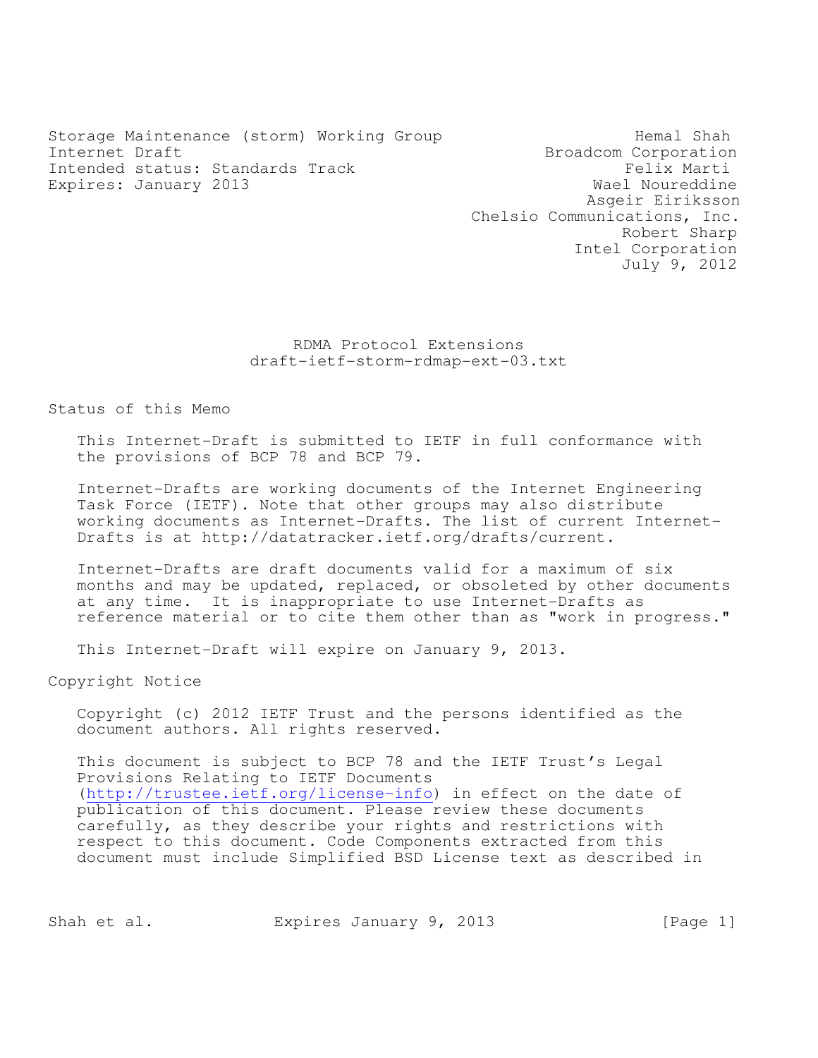Storage Maintenance (storm) Working Group
Internet Draft
Intended status: Standards Track
Expires: January 2013

Hemal Shah
Broadcom Corporation
Felix Marti
Wael Noureddine
Asgeir Eiriksson
Chelsio Communications, Inc.
Robert Sharp
Intel Corporation
July 9, 2012

# RDMA Protocol Extensions
draft-ietf-storm-rdmap-ext-03.txt

## Status of this Memo

This Internet-Draft is submitted to IETF in full conformance with the provisions of BCP 78 and BCP 79.

Internet-Drafts are working documents of the Internet Engineering Task Force (IETF). Note that other groups may also distribute working documents as Internet-Drafts. The list of current Internet-Drafts is at http://datatracker.ietf.org/drafts/current.

Internet-Drafts are draft documents valid for a maximum of six months and may be updated, replaced, or obsoleted by other documents at any time. It is inappropriate to use Internet-Drafts as reference material or to cite them other than as "work in progress."

This Internet-Draft will expire on January 9, 2013.

## Copyright Notice

Copyright (c) 2012 IETF Trust and the persons identified as the document authors. All rights reserved.

This document is subject to BCP 78 and the IETF Trust's Legal Provisions Relating to IETF Documents (http://trustee.ietf.org/license-info) in effect on the date of publication of this document. Please review these documents carefully, as they describe your rights and restrictions with respect to this document. Code Components extracted from this document must include Simplified BSD License text as described in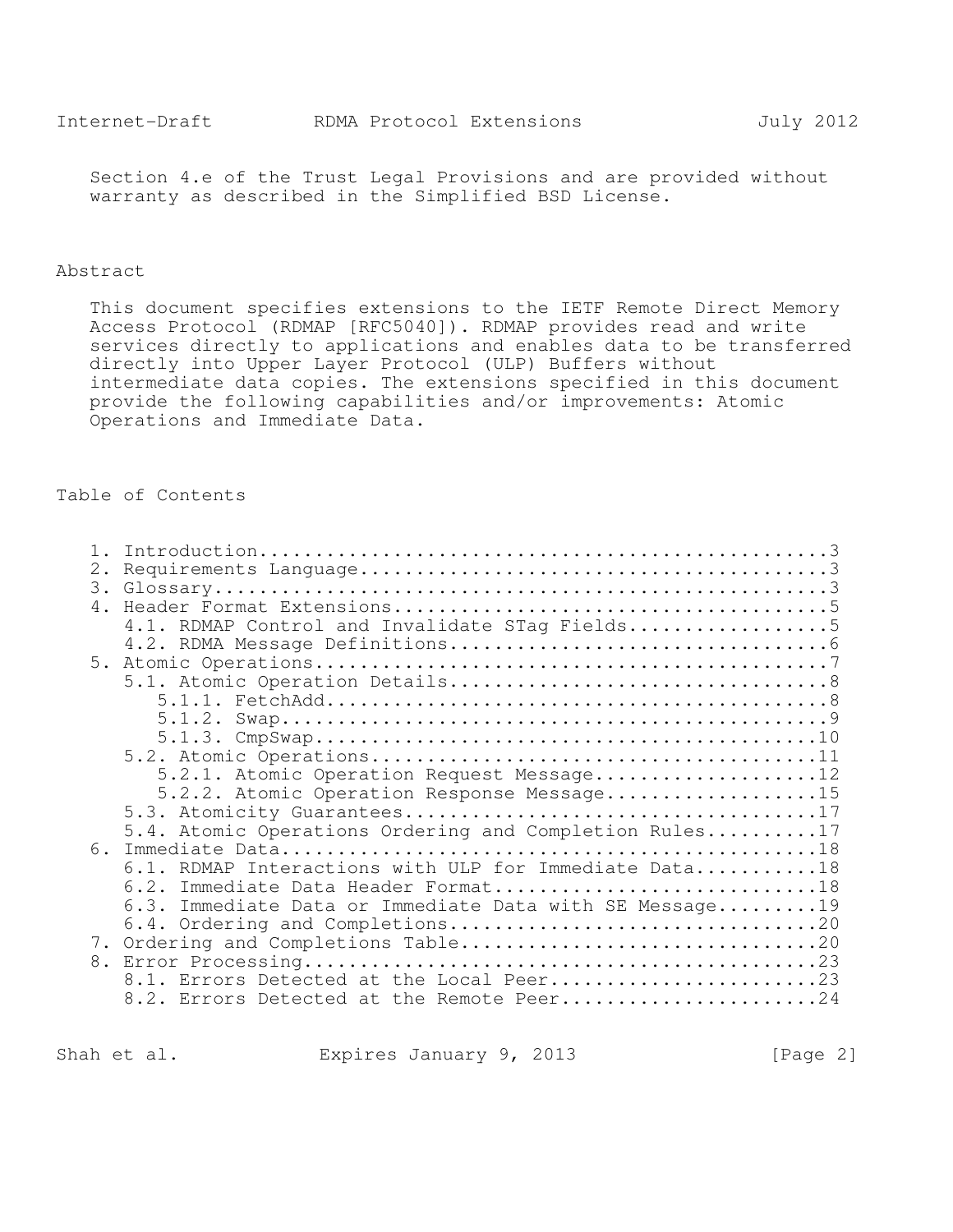Section 4.e of the Trust Legal Provisions and are provided without warranty as described in the Simplified BSD License.

## Abstract

This document specifies extensions to the IETF Remote Direct Memory Access Protocol (RDMAP [RFC5040]). RDMAP provides read and write services directly to applications and enables data to be transferred directly into Upper Layer Protocol (ULP) Buffers without intermediate data copies. The extensions specified in this document provide the following capabilities and/or improvements: Atomic Operations and Immediate Data.

## Table of Contents

```
   1. Introduction...................................................3
   2. Requirements Language..........................................3
   3. Glossary.......................................................3
   4. Header Format Extensions.......................................5
      4.1. RDMAP Control and Invalidate STag Fields..................5
      4.2. RDMA Message Definitions..................................6
   5. Atomic Operations..............................................7
      5.1. Atomic Operation Details..................................8
         5.1.1. FetchAdd.............................................8
         5.1.2. Swap.................................................9
         5.1.3. CmpSwap.............................................10
      5.2. Atomic Operations........................................11
         5.2.1. Atomic Operation Request Message....................12
         5.2.2. Atomic Operation Response Message...................15
      5.3. Atomicity Guarantees.....................................17
      5.4. Atomic Operations Ordering and Completion Rules..........17
   6. Immediate Data................................................18
      6.1. RDMAP Interactions with ULP for Immediate Data...........18
      6.2. Immediate Data Header Format.............................18
      6.3. Immediate Data or Immediate Data with SE Message.........19
      6.4. Ordering and Completions.................................20
   7. Ordering and Completions Table................................20
   8. Error Processing..............................................23
      8.1. Errors Detected at the Local Peer........................23
      8.2. Errors Detected at the Remote Peer.......................24
```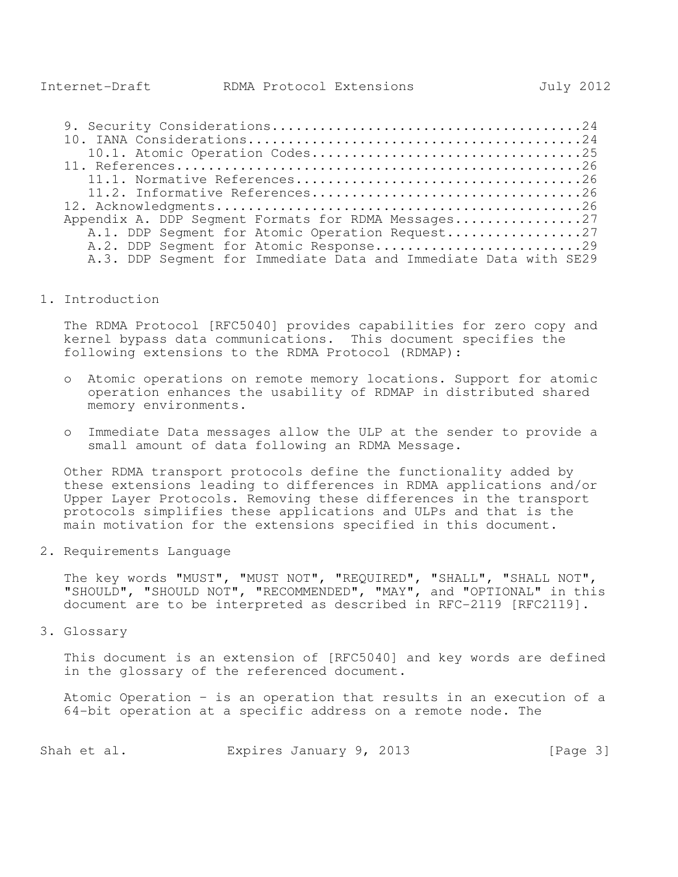9. Security Considerations........................................24
10. IANA Considerations...........................................24
   10.1. Atomic Operation Codes...................................25
11. References....................................................26
   11.1. Normative References.....................................26
   11.2. Informative References...................................26
12. Acknowledgments...............................................26
Appendix A. DDP Segment Formats for RDMA Messages.................27
   A.1. DDP Segment for Atomic Operation Request..................27
   A.2. DDP Segment for Atomic Response...........................29
   A.3. DDP Segment for Immediate Data and Immediate Data with SE29

## 1. Introduction

The RDMA Protocol [RFC5040] provides capabilities for zero copy and kernel bypass data communications. This document specifies the following extensions to the RDMA Protocol (RDMAP):

- Atomic operations on remote memory locations. Support for atomic operation enhances the usability of RDMAP in distributed shared memory environments.

- Immediate Data messages allow the ULP at the sender to provide a small amount of data following an RDMA Message.

Other RDMA transport protocols define the functionality added by these extensions leading to differences in RDMA applications and/or Upper Layer Protocols. Removing these differences in the transport protocols simplifies these applications and ULPs and that is the main motivation for the extensions specified in this document.

## 2. Requirements Language

The key words "MUST", "MUST NOT", "REQUIRED", "SHALL", "SHALL NOT", "SHOULD", "SHOULD NOT", "RECOMMENDED", "MAY", and "OPTIONAL" in this document are to be interpreted as described in RFC-2119 [RFC2119].

## 3. Glossary

This document is an extension of [RFC5040] and key words are defined in the glossary of the referenced document.

Atomic Operation - is an operation that results in an execution of a 64-bit operation at a specific address on a remote node. The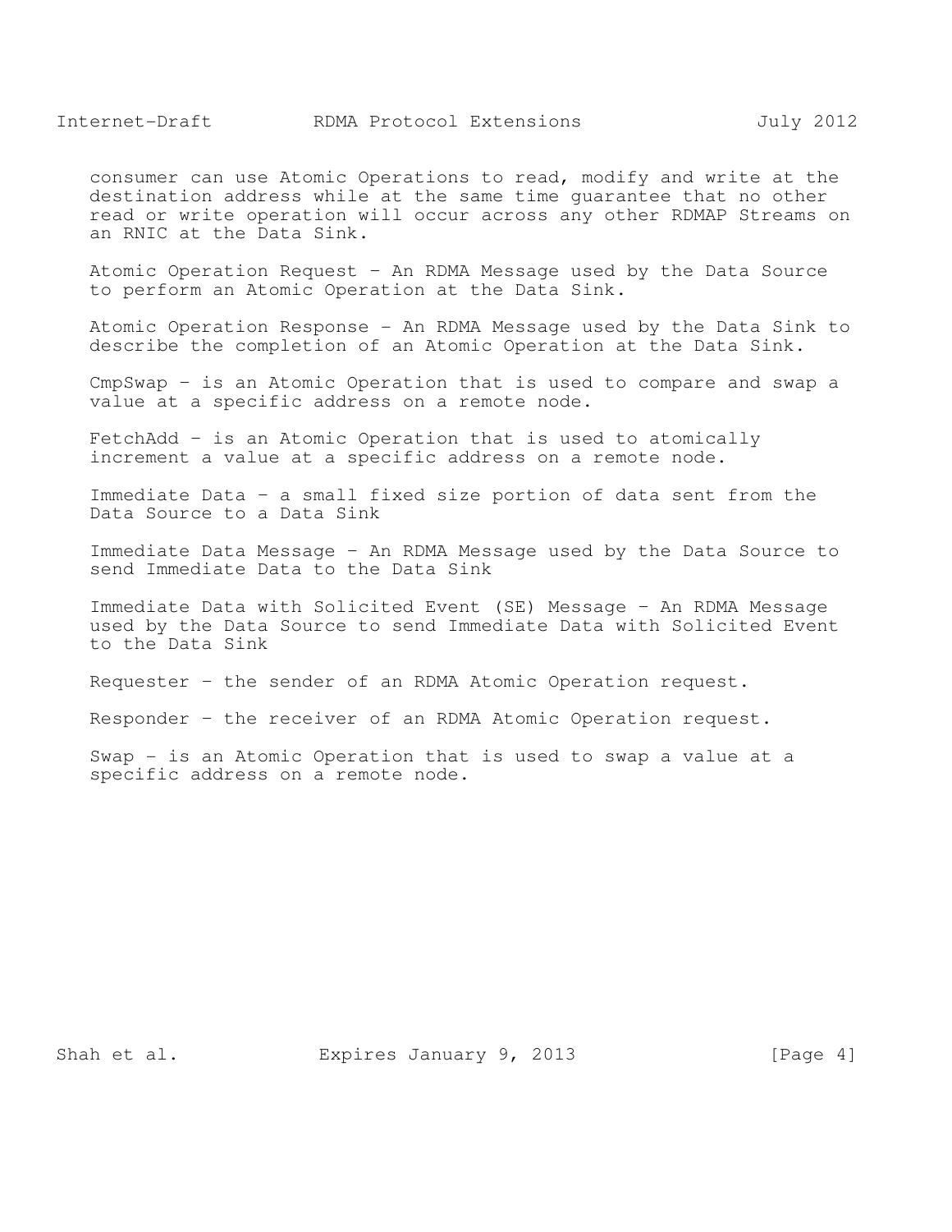consumer can use Atomic Operations to read, modify and write at the destination address while at the same time guarantee that no other read or write operation will occur across any other RDMAP Streams on an RNIC at the Data Sink.

Atomic Operation Request - An RDMA Message used by the Data Source to perform an Atomic Operation at the Data Sink.

Atomic Operation Response - An RDMA Message used by the Data Sink to describe the completion of an Atomic Operation at the Data Sink.

CmpSwap - is an Atomic Operation that is used to compare and swap a value at a specific address on a remote node.

FetchAdd - is an Atomic Operation that is used to atomically increment a value at a specific address on a remote node.

Immediate Data - a small fixed size portion of data sent from the Data Source to a Data Sink

Immediate Data Message - An RDMA Message used by the Data Source to send Immediate Data to the Data Sink

Immediate Data with Solicited Event (SE) Message - An RDMA Message used by the Data Source to send Immediate Data with Solicited Event to the Data Sink

Requester - the sender of an RDMA Atomic Operation request.

Responder - the receiver of an RDMA Atomic Operation request.

Swap - is an Atomic Operation that is used to swap a value at a specific address on a remote node.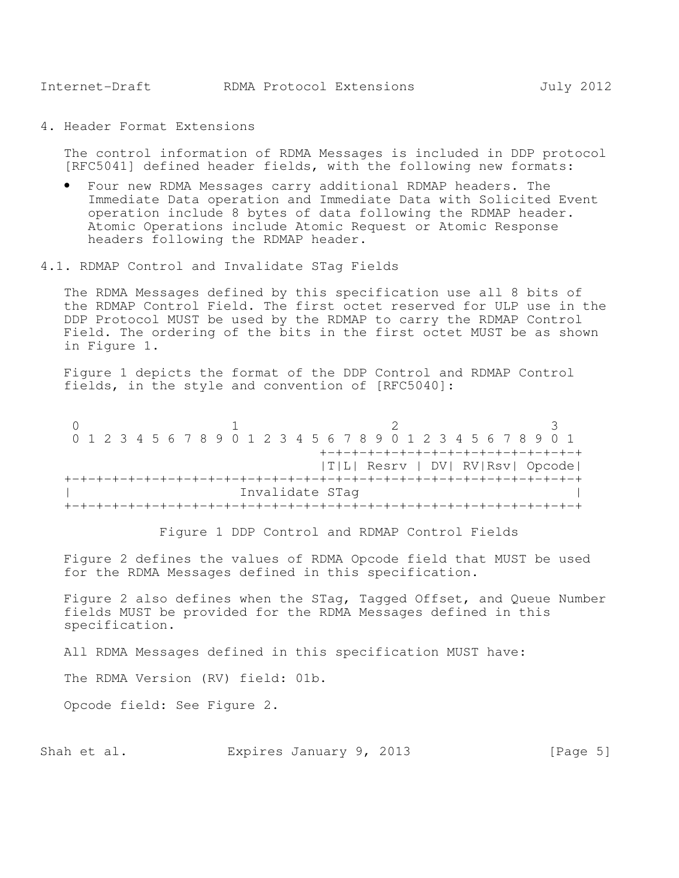## 4. Header Format Extensions

The control information of RDMA Messages is included in DDP protocol [RFC5041] defined header fields, with the following new formats:

- Four new RDMA Messages carry additional RDMAP headers. The Immediate Data operation and Immediate Data with Solicited Event operation include 8 bytes of data following the RDMAP header. Atomic Operations include Atomic Request or Atomic Response headers following the RDMAP header.

### 4.1. RDMAP Control and Invalidate STag Fields

The RDMA Messages defined by this specification use all 8 bits of the RDMAP Control Field. The first octet reserved for ULP use in the DDP Protocol MUST be used by the RDMAP to carry the RDMAP Control Field. The ordering of the bits in the first octet MUST be as shown in Figure 1.

Figure 1 depicts the format of the DDP Control and RDMAP Control fields, in the style and convention of [RFC5040]:

```
 0                   1                   2                   3
 0 1 2 3 4 5 6 7 8 9 0 1 2 3 4 5 6 7 8 9 0 1 2 3 4 5 6 7 8 9 0 1
                                +-+-+-+-+-+-+-+-+-+-+-+-+-+-+-+-+
                                |T|L| Resrv | DV| RV|Rsv| Opcode|
+-+-+-+-+-+-+-+-+-+-+-+-+-+-+-+-+-+-+-+-+-+-+-+-+-+-+-+-+-+-+-+-+
|                     Invalidate STag                           |
+-+-+-+-+-+-+-+-+-+-+-+-+-+-+-+-+-+-+-+-+-+-+-+-+-+-+-+-+-+-+-+-+
```

Figure 1 DDP Control and RDMAP Control Fields

Figure 2 defines the values of RDMA Opcode field that MUST be used for the RDMA Messages defined in this specification.

Figure 2 also defines when the STag, Tagged Offset, and Queue Number fields MUST be provided for the RDMA Messages defined in this specification.

All RDMA Messages defined in this specification MUST have:

The RDMA Version (RV) field: 01b.

Opcode field: See Figure 2.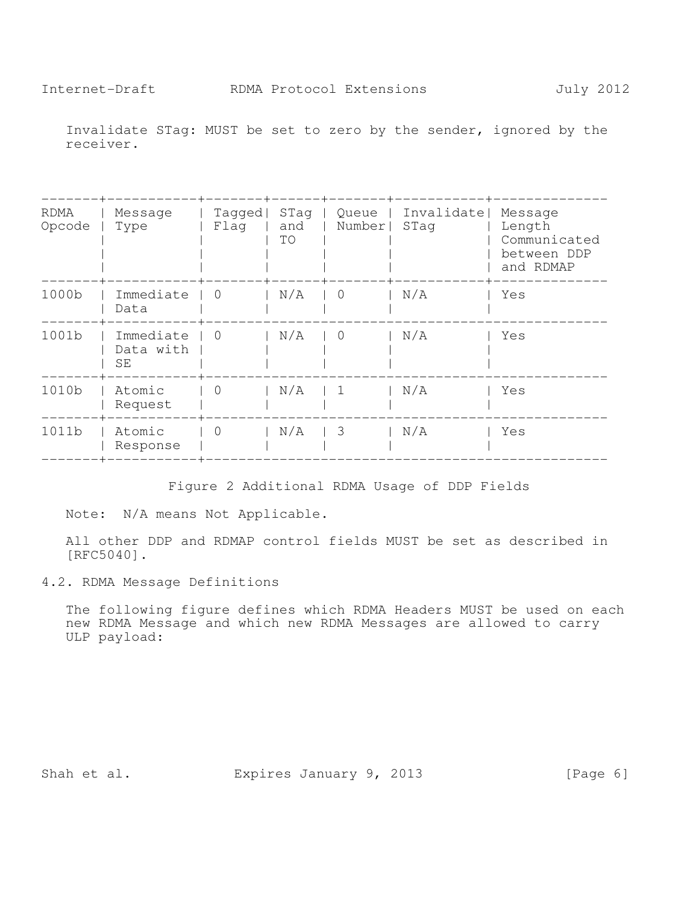Invalidate STag: MUST be set to zero by the sender, ignored by the receiver.

| RDMA Opcode | Message Type | Tagged Flag | STag and TO | Queue Number | Invalidate STag | Message Length Communicated between DDP and RDMAP |
|---|---|---|---|---|---|---|
| 1000b | Immediate Data | 0 | N/A | 0 | N/A | Yes |
| 1001b | Immediate Data with SE | 0 | N/A | 0 | N/A | Yes |
| 1010b | Atomic Request | 0 | N/A | 1 | N/A | Yes |
| 1011b | Atomic Response | 0 | N/A | 3 | N/A | Yes |

Figure 2 Additional RDMA Usage of DDP Fields

Note: N/A means Not Applicable.

All other DDP and RDMAP control fields MUST be set as described in [RFC5040].

## 4.2. RDMA Message Definitions

The following figure defines which RDMA Headers MUST be used on each new RDMA Message and which new RDMA Messages are allowed to carry ULP payload: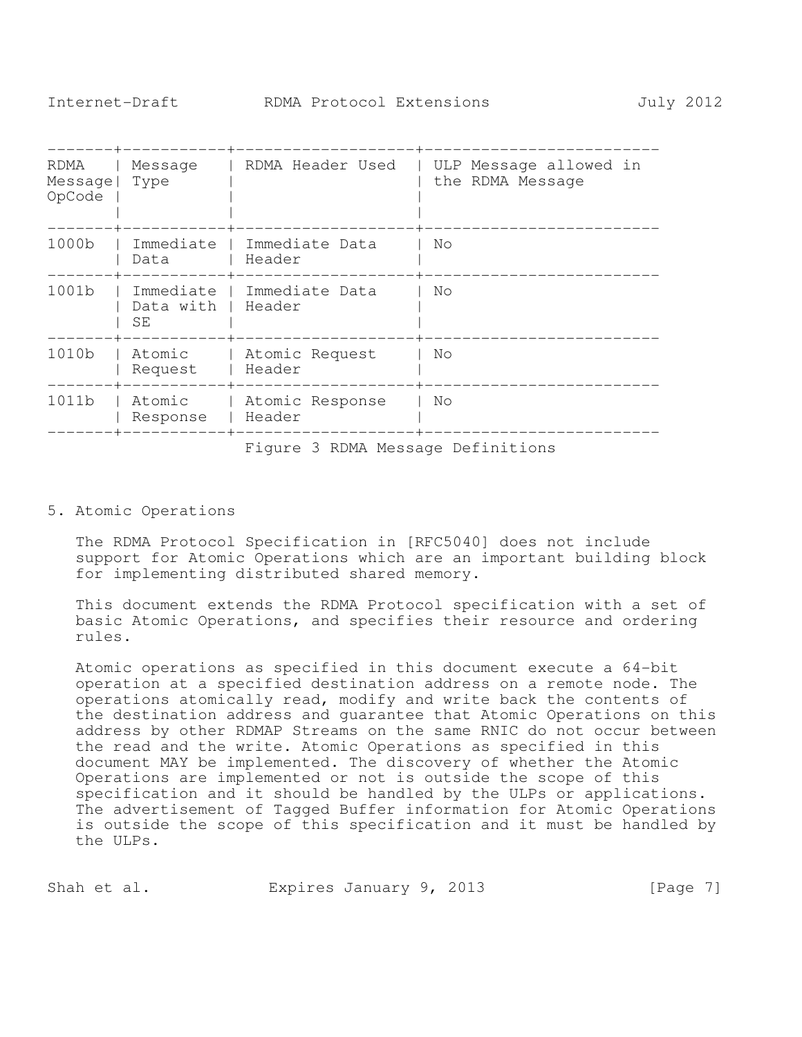| RDMA Message OpCode | Message Type | RDMA Header Used | ULP Message allowed in the RDMA Message |
|---|---|---|---|
| 1000b | Immediate Data | Immediate Data Header | No |
| 1001b | Immediate Data with SE | Immediate Data Header | No |
| 1010b | Atomic Request | Atomic Request Header | No |
| 1011b | Atomic Response | Atomic Response Header | No |

Figure 3 RDMA Message Definitions

## 5. Atomic Operations

The RDMA Protocol Specification in [RFC5040] does not include support for Atomic Operations which are an important building block for implementing distributed shared memory.

This document extends the RDMA Protocol specification with a set of basic Atomic Operations, and specifies their resource and ordering rules.

Atomic operations as specified in this document execute a 64-bit operation at a specified destination address on a remote node. The operations atomically read, modify and write back the contents of the destination address and guarantee that Atomic Operations on this address by other RDMAP Streams on the same RNIC do not occur between the read and the write. Atomic Operations as specified in this document MAY be implemented. The discovery of whether the Atomic Operations are implemented or not is outside the scope of this specification and it should be handled by the ULPs or applications. The advertisement of Tagged Buffer information for Atomic Operations is outside the scope of this specification and it must be handled by the ULPs.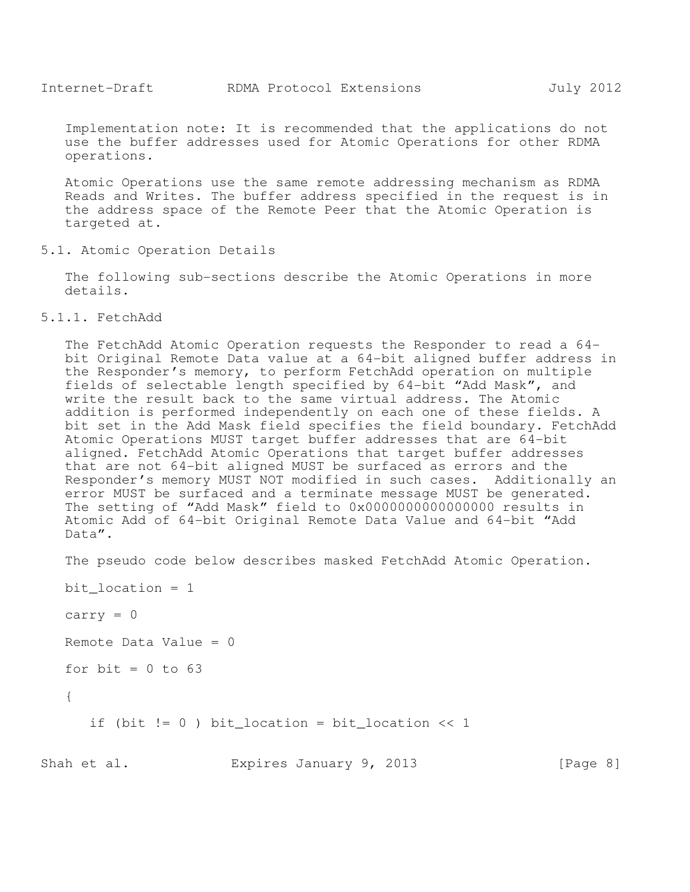Implementation note: It is recommended that the applications do not use the buffer addresses used for Atomic Operations for other RDMA operations.

Atomic Operations use the same remote addressing mechanism as RDMA Reads and Writes. The buffer address specified in the request is in the address space of the Remote Peer that the Atomic Operation is targeted at.

### 5.1. Atomic Operation Details

The following sub-sections describe the Atomic Operations in more details.

#### 5.1.1. FetchAdd

The FetchAdd Atomic Operation requests the Responder to read a 64-bit Original Remote Data value at a 64-bit aligned buffer address in the Responder's memory, to perform FetchAdd operation on multiple fields of selectable length specified by 64-bit “Add Mask”, and write the result back to the same virtual address. The Atomic addition is performed independently on each one of these fields. A bit set in the Add Mask field specifies the field boundary. FetchAdd Atomic Operations MUST target buffer addresses that are 64-bit aligned. FetchAdd Atomic Operations that target buffer addresses that are not 64-bit aligned MUST be surfaced as errors and the Responder's memory MUST NOT modified in such cases. Additionally an error MUST be surfaced and a terminate message MUST be generated. The setting of “Add Mask” field to 0x0000000000000000 results in Atomic Add of 64-bit Original Remote Data Value and 64-bit “Add Data”.

The pseudo code below describes masked FetchAdd Atomic Operation.

```
bit_location = 1

carry = 0

Remote Data Value = 0

for bit = 0 to 63

{

   if (bit != 0 ) bit_location = bit_location << 1
```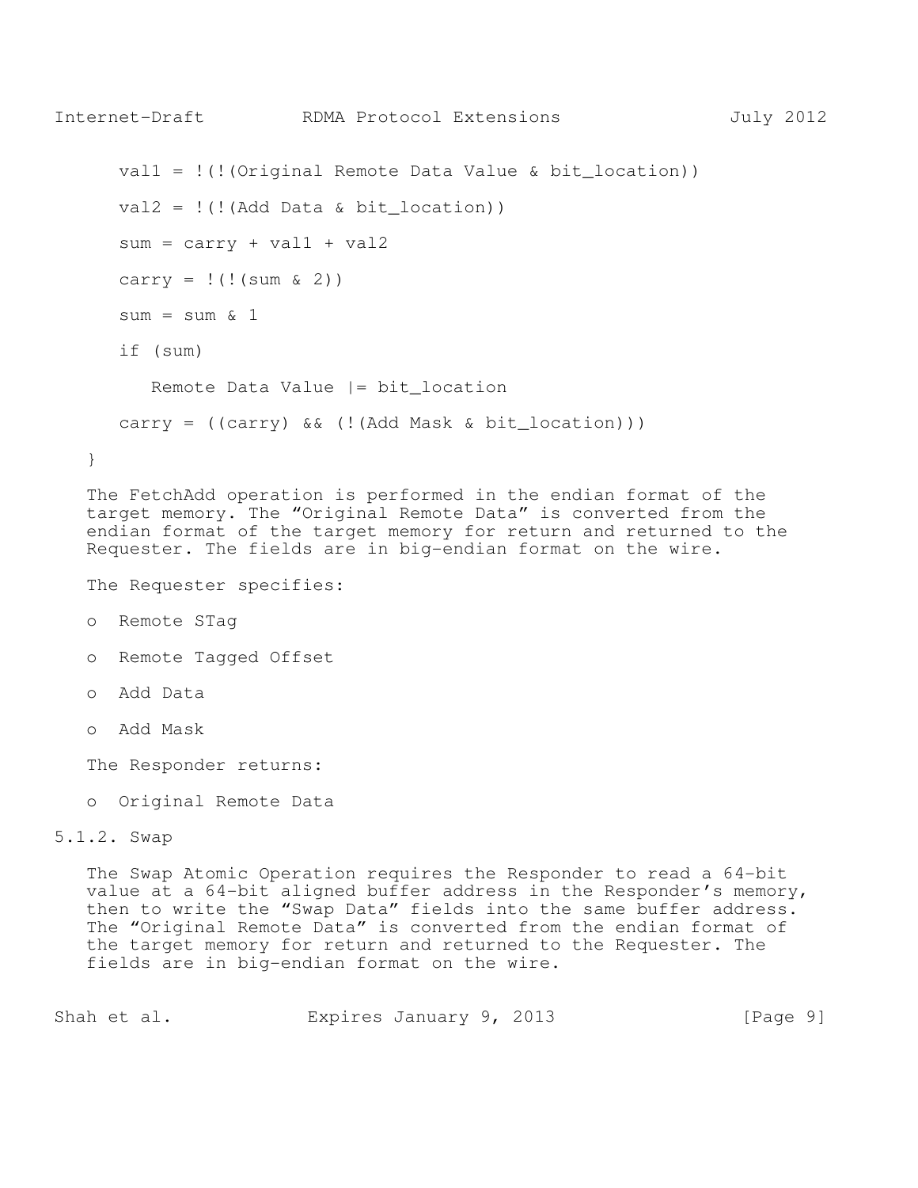```
      val1 = !(!(Original Remote Data Value & bit_location))

      val2 = !(!(Add Data & bit_location))

      sum = carry + val1 + val2

      carry = !(!(sum & 2))

      sum = sum & 1

      if (sum)

         Remote Data Value |= bit_location

      carry = ((carry) && (!(Add Mask & bit_location)))

   }
```

The FetchAdd operation is performed in the endian format of the target memory. The "Original Remote Data" is converted from the endian format of the target memory for return and returned to the Requester. The fields are in big-endian format on the wire.

The Requester specifies:

- Remote STag
- Remote Tagged Offset
- Add Data
- Add Mask

The Responder returns:

- Original Remote Data

### 5.1.2. Swap

The Swap Atomic Operation requires the Responder to read a 64-bit value at a 64-bit aligned buffer address in the Responder's memory, then to write the "Swap Data" fields into the same buffer address. The "Original Remote Data" is converted from the endian format of the target memory for return and returned to the Requester. The fields are in big-endian format on the wire.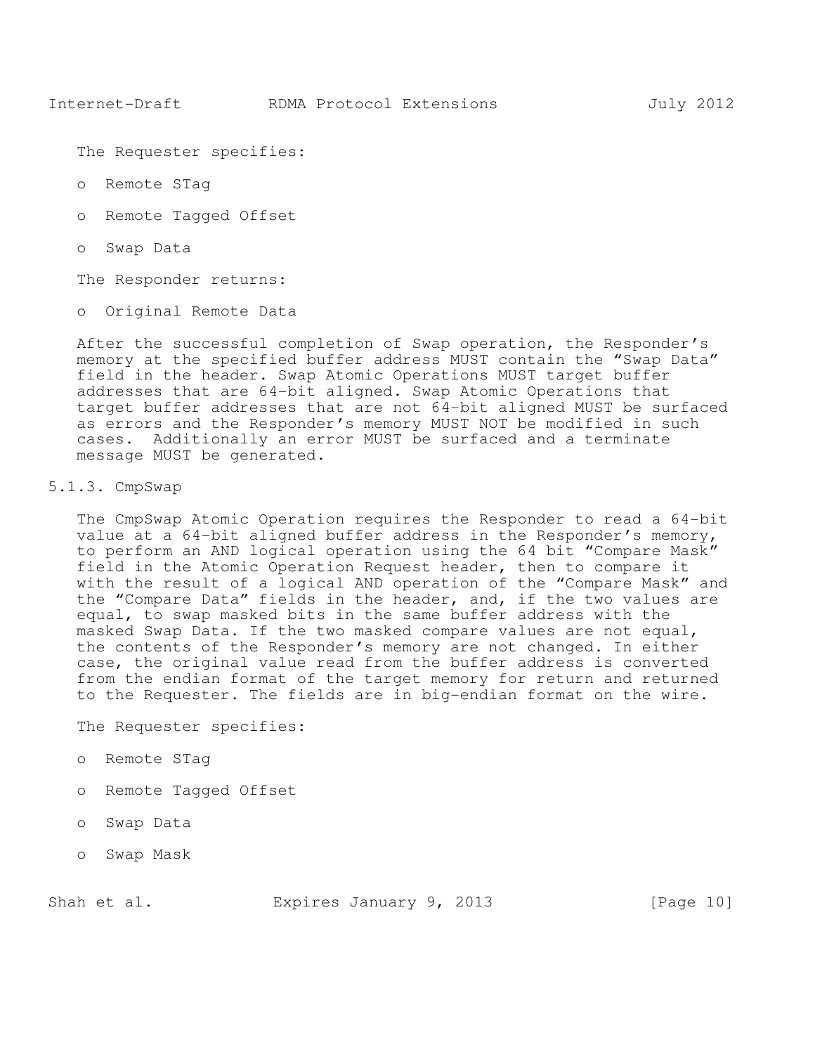The Requester specifies:

- Remote STag
- Remote Tagged Offset
- Swap Data

The Responder returns:

- Original Remote Data

After the successful completion of Swap operation, the Responder's memory at the specified buffer address MUST contain the "Swap Data" field in the header. Swap Atomic Operations MUST target buffer addresses that are 64-bit aligned. Swap Atomic Operations that target buffer addresses that are not 64-bit aligned MUST be surfaced as errors and the Responder's memory MUST NOT be modified in such cases. Additionally an error MUST be surfaced and a terminate message MUST be generated.

### 5.1.3. CmpSwap

The CmpSwap Atomic Operation requires the Responder to read a 64-bit value at a 64-bit aligned buffer address in the Responder's memory, to perform an AND logical operation using the 64 bit "Compare Mask" field in the Atomic Operation Request header, then to compare it with the result of a logical AND operation of the "Compare Mask" and the "Compare Data" fields in the header, and, if the two values are equal, to swap masked bits in the same buffer address with the masked Swap Data. If the two masked compare values are not equal, the contents of the Responder's memory are not changed. In either case, the original value read from the buffer address is converted from the endian format of the target memory for return and returned to the Requester. The fields are in big-endian format on the wire.

The Requester specifies:

- Remote STag
- Remote Tagged Offset
- Swap Data
- Swap Mask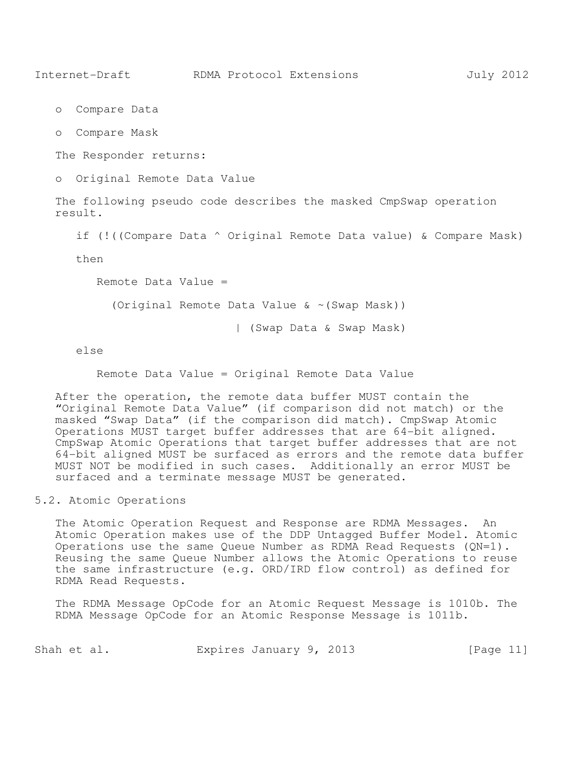- Compare Data
- Compare Mask

The Responder returns:

- Original Remote Data Value

The following pseudo code describes the masked CmpSwap operation result.

```
if (!((Compare Data ^ Original Remote Data value) & Compare Mask)

then

   Remote Data Value =

     (Original Remote Data Value & ~(Swap Mask))

                         | (Swap Data & Swap Mask)

else

   Remote Data Value = Original Remote Data Value
```

After the operation, the remote data buffer MUST contain the "Original Remote Data Value" (if comparison did not match) or the masked "Swap Data" (if the comparison did match). CmpSwap Atomic Operations MUST target buffer addresses that are 64-bit aligned. CmpSwap Atomic Operations that target buffer addresses that are not 64-bit aligned MUST be surfaced as errors and the remote data buffer MUST NOT be modified in such cases. Additionally an error MUST be surfaced and a terminate message MUST be generated.

## 5.2. Atomic Operations

The Atomic Operation Request and Response are RDMA Messages. An Atomic Operation makes use of the DDP Untagged Buffer Model. Atomic Operations use the same Queue Number as RDMA Read Requests (QN=1). Reusing the same Queue Number allows the Atomic Operations to reuse the same infrastructure (e.g. ORD/IRD flow control) as defined for RDMA Read Requests.

The RDMA Message OpCode for an Atomic Request Message is 1010b. The RDMA Message OpCode for an Atomic Response Message is 1011b.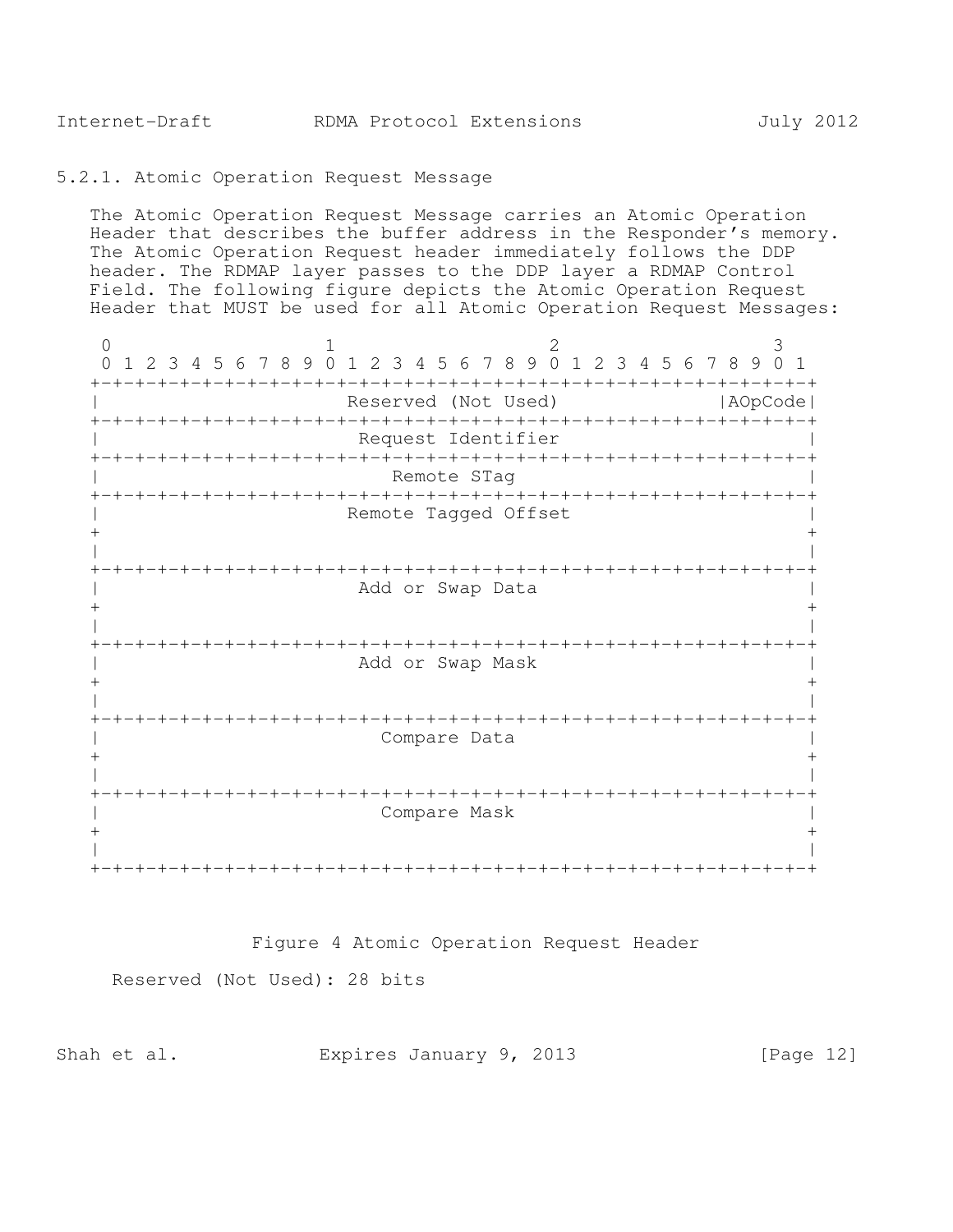### 5.2.1. Atomic Operation Request Message

The Atomic Operation Request Message carries an Atomic Operation Header that describes the buffer address in the Responder's memory. The Atomic Operation Request header immediately follows the DDP header. The RDMAP layer passes to the DDP layer a RDMAP Control Field. The following figure depicts the Atomic Operation Request Header that MUST be used for all Atomic Operation Request Messages:

```
 0                   1                   2                   3
 0 1 2 3 4 5 6 7 8 9 0 1 2 3 4 5 6 7 8 9 0 1 2 3 4 5 6 7 8 9 0 1
+-+-+-+-+-+-+-+-+-+-+-+-+-+-+-+-+-+-+-+-+-+-+-+-+-+-+-+-+-+-+-+-+
|                     Reserved (Not Used)               |AOpCode|
+-+-+-+-+-+-+-+-+-+-+-+-+-+-+-+-+-+-+-+-+-+-+-+-+-+-+-+-+-+-+-+-+
|                      Request Identifier                       |
+-+-+-+-+-+-+-+-+-+-+-+-+-+-+-+-+-+-+-+-+-+-+-+-+-+-+-+-+-+-+-+-+
|                         Remote STag                           |
+-+-+-+-+-+-+-+-+-+-+-+-+-+-+-+-+-+-+-+-+-+-+-+-+-+-+-+-+-+-+-+-+
|                     Remote Tagged Offset                      |
+                                                               +
|                                                               |
+-+-+-+-+-+-+-+-+-+-+-+-+-+-+-+-+-+-+-+-+-+-+-+-+-+-+-+-+-+-+-+-+
|                      Add or Swap Data                         |
+                                                               +
|                                                               |
+-+-+-+-+-+-+-+-+-+-+-+-+-+-+-+-+-+-+-+-+-+-+-+-+-+-+-+-+-+-+-+-+
|                      Add or Swap Mask                         |
+                                                               +
|                                                               |
+-+-+-+-+-+-+-+-+-+-+-+-+-+-+-+-+-+-+-+-+-+-+-+-+-+-+-+-+-+-+-+-+
|                        Compare Data                           |
+                                                               +
|                                                               |
+-+-+-+-+-+-+-+-+-+-+-+-+-+-+-+-+-+-+-+-+-+-+-+-+-+-+-+-+-+-+-+-+
|                        Compare Mask                           |
+                                                               +
|                                                               |
+-+-+-+-+-+-+-+-+-+-+-+-+-+-+-+-+-+-+-+-+-+-+-+-+-+-+-+-+-+-+-+-+
```

Figure 4 Atomic Operation Request Header

Reserved (Not Used): 28 bits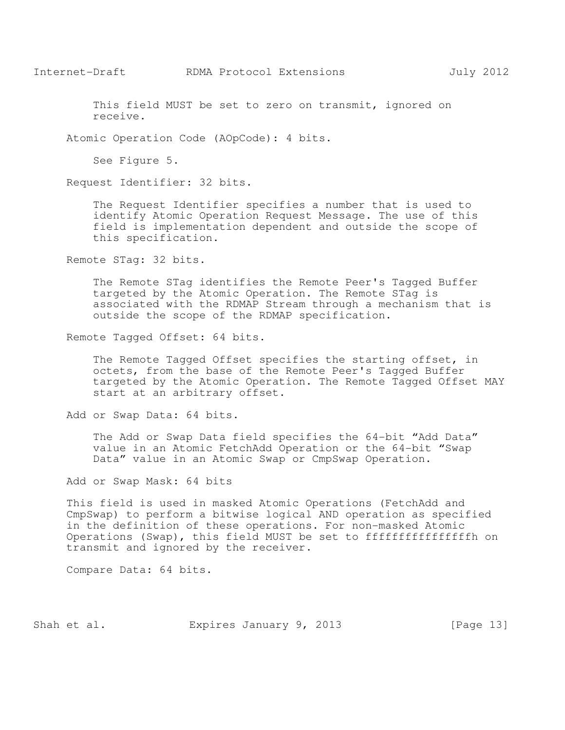This field MUST be set to zero on transmit, ignored on receive.

Atomic Operation Code (AOpCode): 4 bits.

See Figure 5.

Request Identifier: 32 bits.

The Request Identifier specifies a number that is used to identify Atomic Operation Request Message. The use of this field is implementation dependent and outside the scope of this specification.

Remote STag: 32 bits.

The Remote STag identifies the Remote Peer's Tagged Buffer targeted by the Atomic Operation. The Remote STag is associated with the RDMAP Stream through a mechanism that is outside the scope of the RDMAP specification.

Remote Tagged Offset: 64 bits.

The Remote Tagged Offset specifies the starting offset, in octets, from the base of the Remote Peer's Tagged Buffer targeted by the Atomic Operation. The Remote Tagged Offset MAY start at an arbitrary offset.

Add or Swap Data: 64 bits.

The Add or Swap Data field specifies the 64-bit “Add Data” value in an Atomic FetchAdd Operation or the 64-bit “Swap Data” value in an Atomic Swap or CmpSwap Operation.

Add or Swap Mask: 64 bits

This field is used in masked Atomic Operations (FetchAdd and CmpSwap) to perform a bitwise logical AND operation as specified in the definition of these operations. For non-masked Atomic Operations (Swap), this field MUST be set to ffffffffffffffffh on transmit and ignored by the receiver.

Compare Data: 64 bits.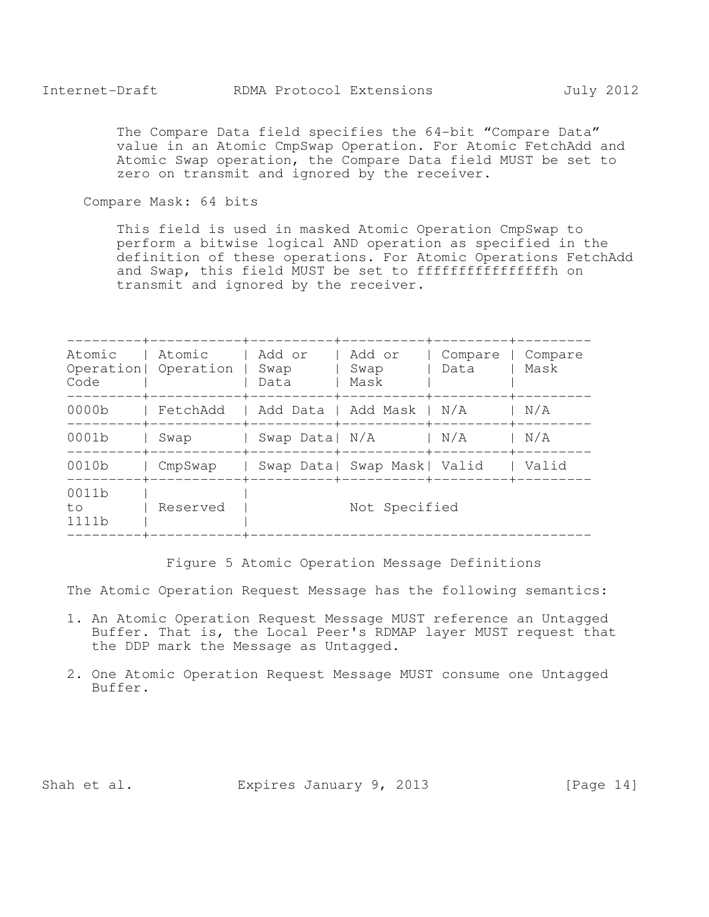The Compare Data field specifies the 64-bit "Compare Data" value in an Atomic CmpSwap Operation. For Atomic FetchAdd and Atomic Swap operation, the Compare Data field MUST be set to zero on transmit and ignored by the receiver.

Compare Mask: 64 bits

This field is used in masked Atomic Operation CmpSwap to perform a bitwise logical AND operation as specified in the definition of these operations. For Atomic Operations FetchAdd and Swap, this field MUST be set to ffffffffffffffffh on transmit and ignored by the receiver.

| Atomic Operation Code | Atomic Operation | Add or Swap Data | Add or Swap Mask | Compare Data | Compare Mask |
|---|---|---|---|---|---|
| 0000b | FetchAdd | Add Data | Add Mask | N/A | N/A |
| 0001b | Swap | Swap Data | N/A | N/A | N/A |
| 0010b | CmpSwap | Swap Data | Swap Mask | Valid | Valid |
| 0011b to 1111b | Reserved | Not Specified | | | |

Figure 5 Atomic Operation Message Definitions

The Atomic Operation Request Message has the following semantics:

1. An Atomic Operation Request Message MUST reference an Untagged Buffer. That is, the Local Peer's RDMAP layer MUST request that the DDP mark the Message as Untagged.

2. One Atomic Operation Request Message MUST consume one Untagged Buffer.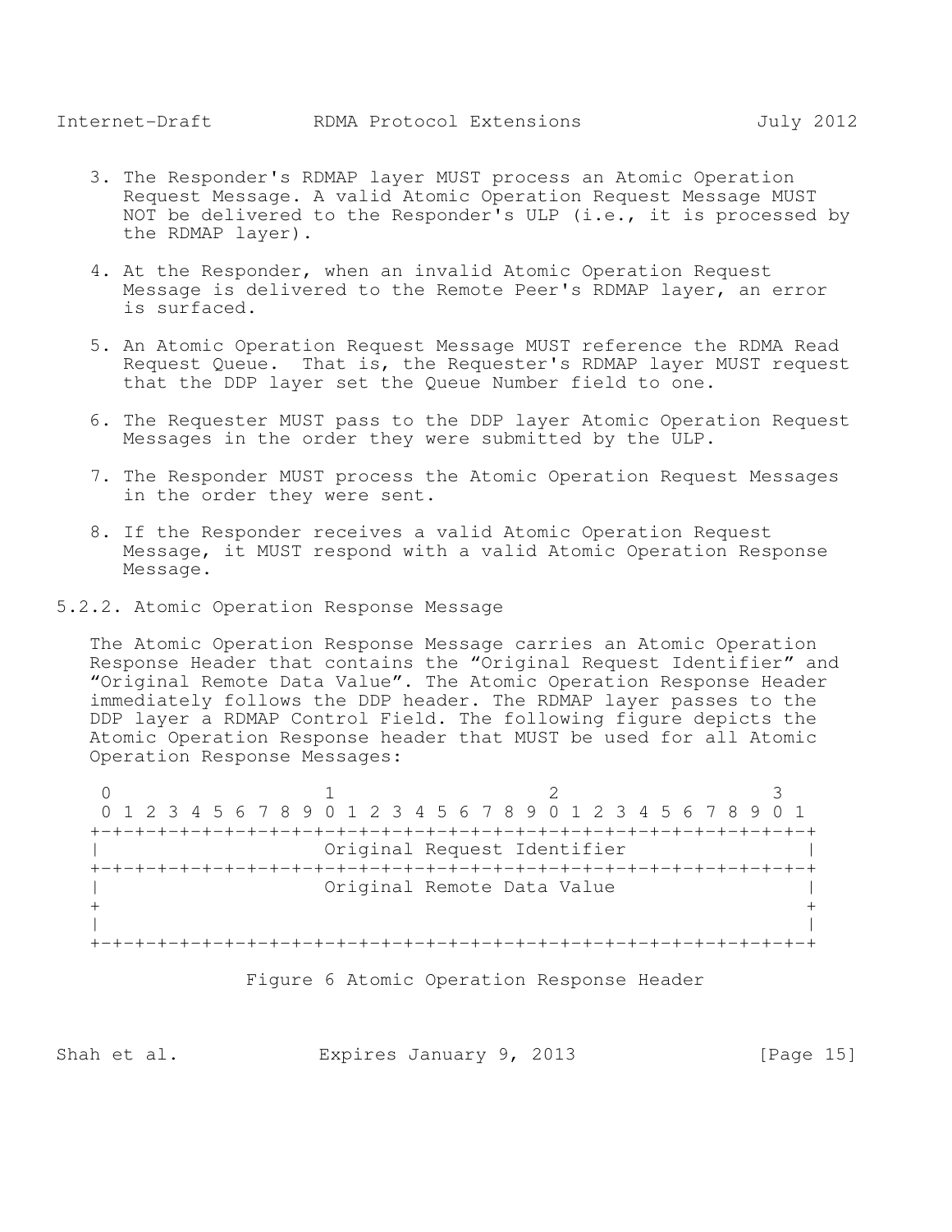3. The Responder's RDMAP layer MUST process an Atomic Operation Request Message. A valid Atomic Operation Request Message MUST NOT be delivered to the Responder's ULP (i.e., it is processed by the RDMAP layer).

4. At the Responder, when an invalid Atomic Operation Request Message is delivered to the Remote Peer's RDMAP layer, an error is surfaced.

5. An Atomic Operation Request Message MUST reference the RDMA Read Request Queue. That is, the Requester's RDMAP layer MUST request that the DDP layer set the Queue Number field to one.

6. The Requester MUST pass to the DDP layer Atomic Operation Request Messages in the order they were submitted by the ULP.

7. The Responder MUST process the Atomic Operation Request Messages in the order they were sent.

8. If the Responder receives a valid Atomic Operation Request Message, it MUST respond with a valid Atomic Operation Response Message.

### 5.2.2. Atomic Operation Response Message

The Atomic Operation Response Message carries an Atomic Operation Response Header that contains the "Original Request Identifier" and "Original Remote Data Value". The Atomic Operation Response Header immediately follows the DDP header. The RDMAP layer passes to the DDP layer a RDMAP Control Field. The following figure depicts the Atomic Operation Response header that MUST be used for all Atomic Operation Response Messages:

```
 0                   1                   2                   3
 0 1 2 3 4 5 6 7 8 9 0 1 2 3 4 5 6 7 8 9 0 1 2 3 4 5 6 7 8 9 0 1
+-+-+-+-+-+-+-+-+-+-+-+-+-+-+-+-+-+-+-+-+-+-+-+-+-+-+-+-+-+-+-+-+
|                  Original Request Identifier                  |
+-+-+-+-+-+-+-+-+-+-+-+-+-+-+-+-+-+-+-+-+-+-+-+-+-+-+-+-+-+-+-+-+
|                  Original Remote Data Value                   |
+                                                               +
|                                                               |
+-+-+-+-+-+-+-+-+-+-+-+-+-+-+-+-+-+-+-+-+-+-+-+-+-+-+-+-+-+-+-+-+
```

Figure 6 Atomic Operation Response Header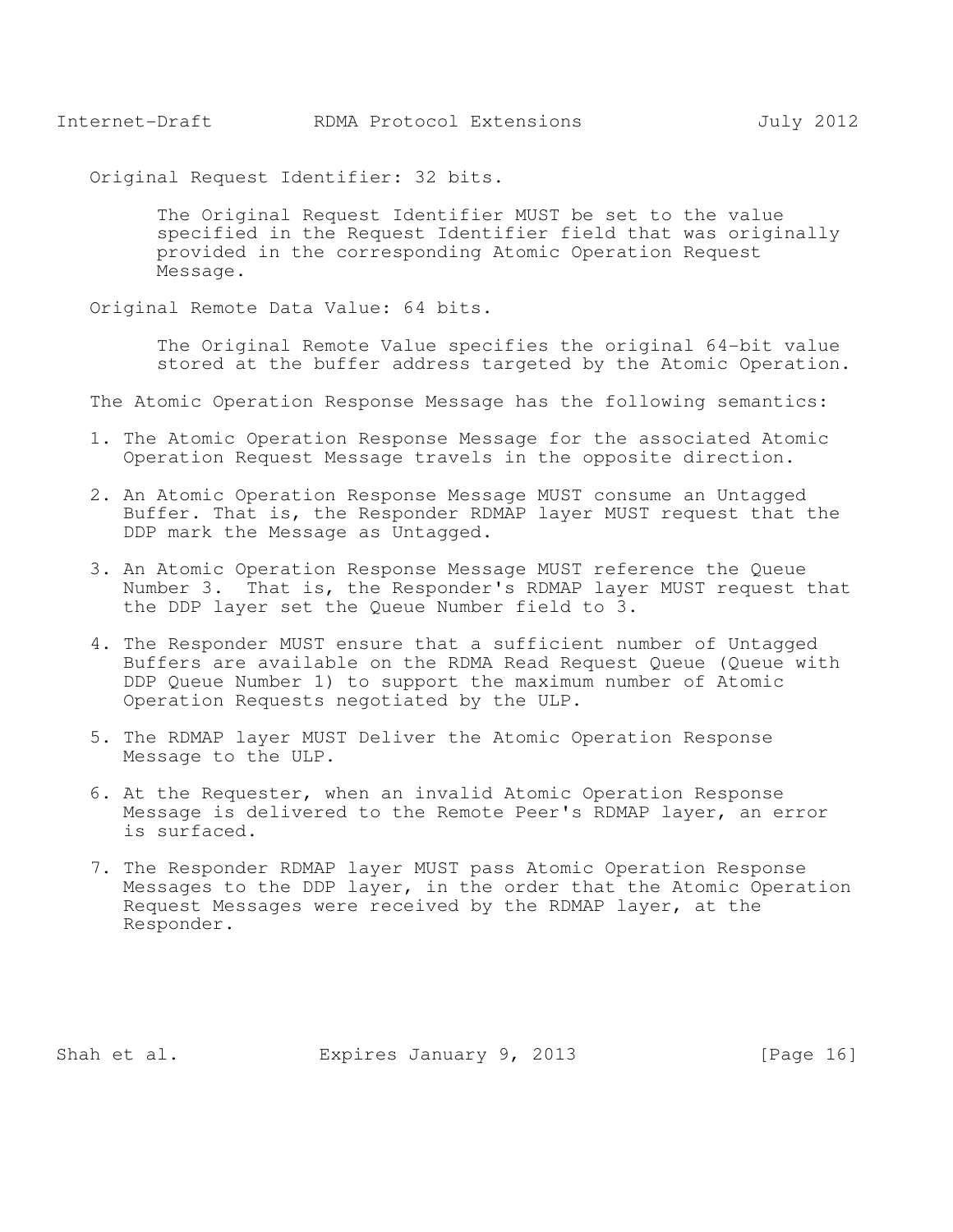Original Request Identifier: 32 bits.

The Original Request Identifier MUST be set to the value specified in the Request Identifier field that was originally provided in the corresponding Atomic Operation Request Message.

Original Remote Data Value: 64 bits.

The Original Remote Value specifies the original 64-bit value stored at the buffer address targeted by the Atomic Operation.

The Atomic Operation Response Message has the following semantics:

1. The Atomic Operation Response Message for the associated Atomic Operation Request Message travels in the opposite direction.

2. An Atomic Operation Response Message MUST consume an Untagged Buffer. That is, the Responder RDMAP layer MUST request that the DDP mark the Message as Untagged.

3. An Atomic Operation Response Message MUST reference the Queue Number 3. That is, the Responder's RDMAP layer MUST request that the DDP layer set the Queue Number field to 3.

4. The Responder MUST ensure that a sufficient number of Untagged Buffers are available on the RDMA Read Request Queue (Queue with DDP Queue Number 1) to support the maximum number of Atomic Operation Requests negotiated by the ULP.

5. The RDMAP layer MUST Deliver the Atomic Operation Response Message to the ULP.

6. At the Requester, when an invalid Atomic Operation Response Message is delivered to the Remote Peer's RDMAP layer, an error is surfaced.

7. The Responder RDMAP layer MUST pass Atomic Operation Response Messages to the DDP layer, in the order that the Atomic Operation Request Messages were received by the RDMAP layer, at the Responder.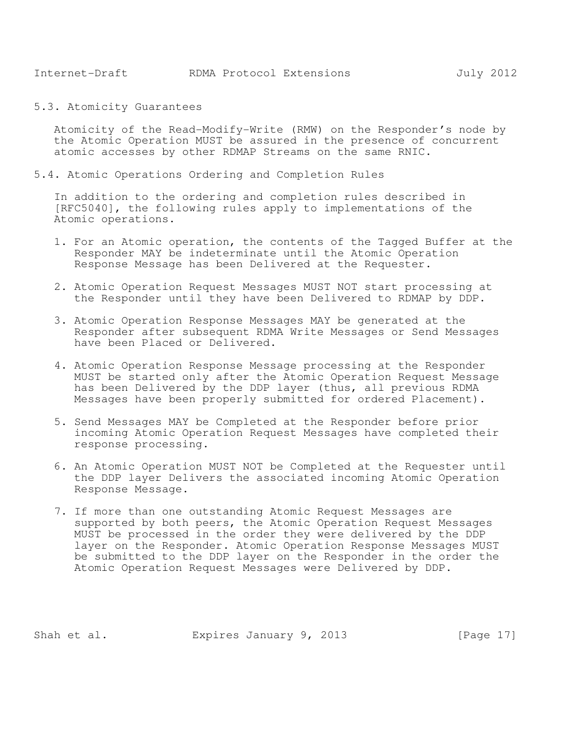### 5.3. Atomicity Guarantees

Atomicity of the Read-Modify-Write (RMW) on the Responder's node by the Atomic Operation MUST be assured in the presence of concurrent atomic accesses by other RDMAP Streams on the same RNIC.

### 5.4. Atomic Operations Ordering and Completion Rules

In addition to the ordering and completion rules described in [RFC5040], the following rules apply to implementations of the Atomic operations.

1. For an Atomic operation, the contents of the Tagged Buffer at the Responder MAY be indeterminate until the Atomic Operation Response Message has been Delivered at the Requester.

2. Atomic Operation Request Messages MUST NOT start processing at the Responder until they have been Delivered to RDMAP by DDP.

3. Atomic Operation Response Messages MAY be generated at the Responder after subsequent RDMA Write Messages or Send Messages have been Placed or Delivered.

4. Atomic Operation Response Message processing at the Responder MUST be started only after the Atomic Operation Request Message has been Delivered by the DDP layer (thus, all previous RDMA Messages have been properly submitted for ordered Placement).

5. Send Messages MAY be Completed at the Responder before prior incoming Atomic Operation Request Messages have completed their response processing.

6. An Atomic Operation MUST NOT be Completed at the Requester until the DDP layer Delivers the associated incoming Atomic Operation Response Message.

7. If more than one outstanding Atomic Request Messages are supported by both peers, the Atomic Operation Request Messages MUST be processed in the order they were delivered by the DDP layer on the Responder. Atomic Operation Response Messages MUST be submitted to the DDP layer on the Responder in the order the Atomic Operation Request Messages were Delivered by DDP.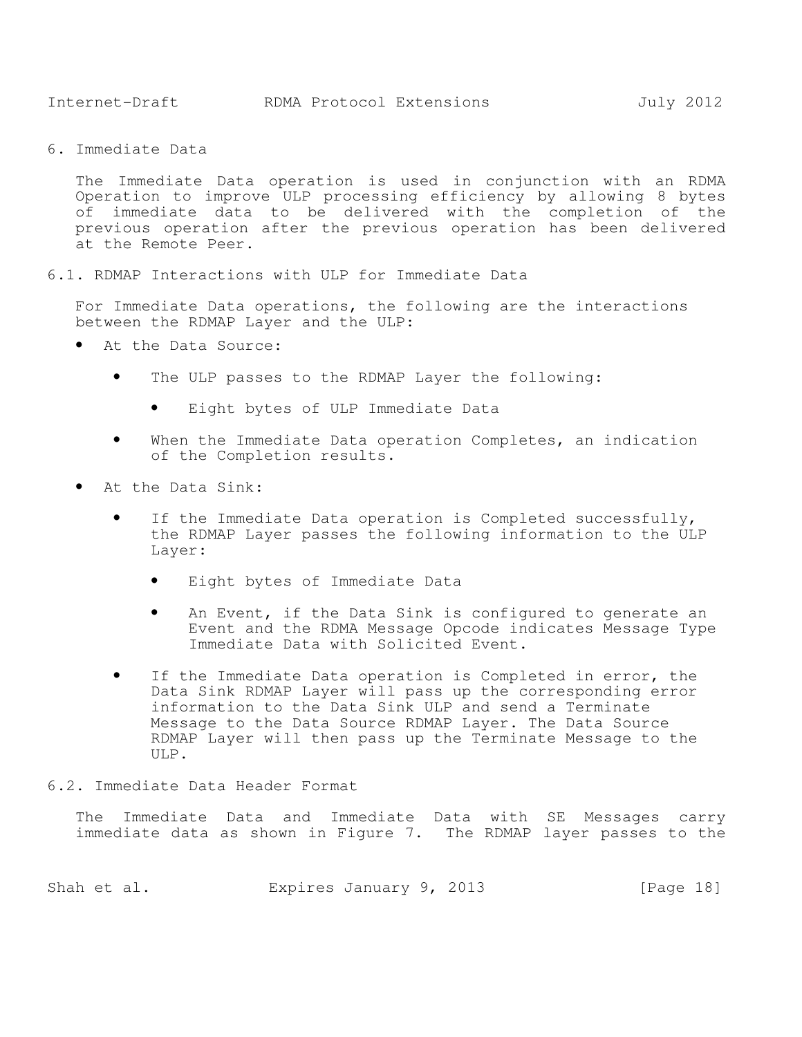# 6. Immediate Data

The Immediate Data operation is used in conjunction with an RDMA Operation to improve ULP processing efficiency by allowing 8 bytes of immediate data to be delivered with the completion of the previous operation after the previous operation has been delivered at the Remote Peer.

## 6.1. RDMAP Interactions with ULP for Immediate Data

For Immediate Data operations, the following are the interactions between the RDMAP Layer and the ULP:

- At the Data Source:
  - The ULP passes to the RDMAP Layer the following:
    - Eight bytes of ULP Immediate Data
  - When the Immediate Data operation Completes, an indication of the Completion results.
- At the Data Sink:
  - If the Immediate Data operation is Completed successfully, the RDMAP Layer passes the following information to the ULP Layer:
    - Eight bytes of Immediate Data
    - An Event, if the Data Sink is configured to generate an Event and the RDMA Message Opcode indicates Message Type Immediate Data with Solicited Event.
  - If the Immediate Data operation is Completed in error, the Data Sink RDMAP Layer will pass up the corresponding error information to the Data Sink ULP and send a Terminate Message to the Data Source RDMAP Layer. The Data Source RDMAP Layer will then pass up the Terminate Message to the ULP.

## 6.2. Immediate Data Header Format

The Immediate Data and Immediate Data with SE Messages carry immediate data as shown in Figure 7. The RDMAP layer passes to the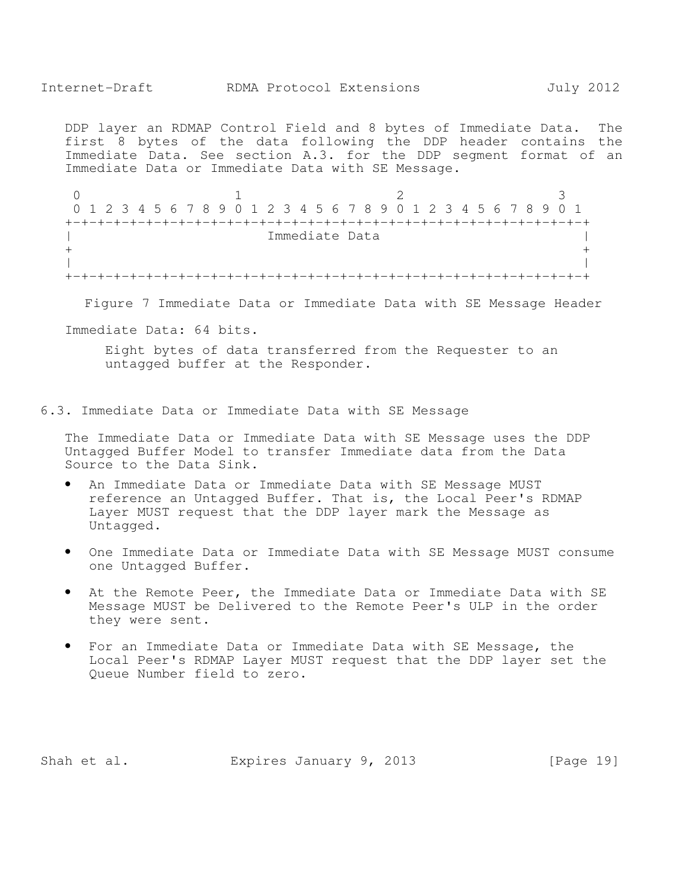DDP layer an RDMAP Control Field and 8 bytes of Immediate Data. The first 8 bytes of the data following the DDP header contains the Immediate Data. See section A.3. for the DDP segment format of an Immediate Data or Immediate Data with SE Message.

```
 0                   1                   2                   3
 0 1 2 3 4 5 6 7 8 9 0 1 2 3 4 5 6 7 8 9 0 1 2 3 4 5 6 7 8 9 0 1
+-+-+-+-+-+-+-+-+-+-+-+-+-+-+-+-+-+-+-+-+-+-+-+-+-+-+-+-+-+-+-+-+
|                         Immediate Data                        |
+                                                               +
|                                                               |
+-+-+-+-+-+-+-+-+-+-+-+-+-+-+-+-+-+-+-+-+-+-+-+-+-+-+-+-+-+-+-+-+
```

Figure 7 Immediate Data or Immediate Data with SE Message Header

Immediate Data: 64 bits.

Eight bytes of data transferred from the Requester to an untagged buffer at the Responder.

## 6.3. Immediate Data or Immediate Data with SE Message

The Immediate Data or Immediate Data with SE Message uses the DDP Untagged Buffer Model to transfer Immediate data from the Data Source to the Data Sink.

- An Immediate Data or Immediate Data with SE Message MUST reference an Untagged Buffer. That is, the Local Peer's RDMAP Layer MUST request that the DDP layer mark the Message as Untagged.

- One Immediate Data or Immediate Data with SE Message MUST consume one Untagged Buffer.

- At the Remote Peer, the Immediate Data or Immediate Data with SE Message MUST be Delivered to the Remote Peer's ULP in the order they were sent.

- For an Immediate Data or Immediate Data with SE Message, the Local Peer's RDMAP Layer MUST request that the DDP layer set the Queue Number field to zero.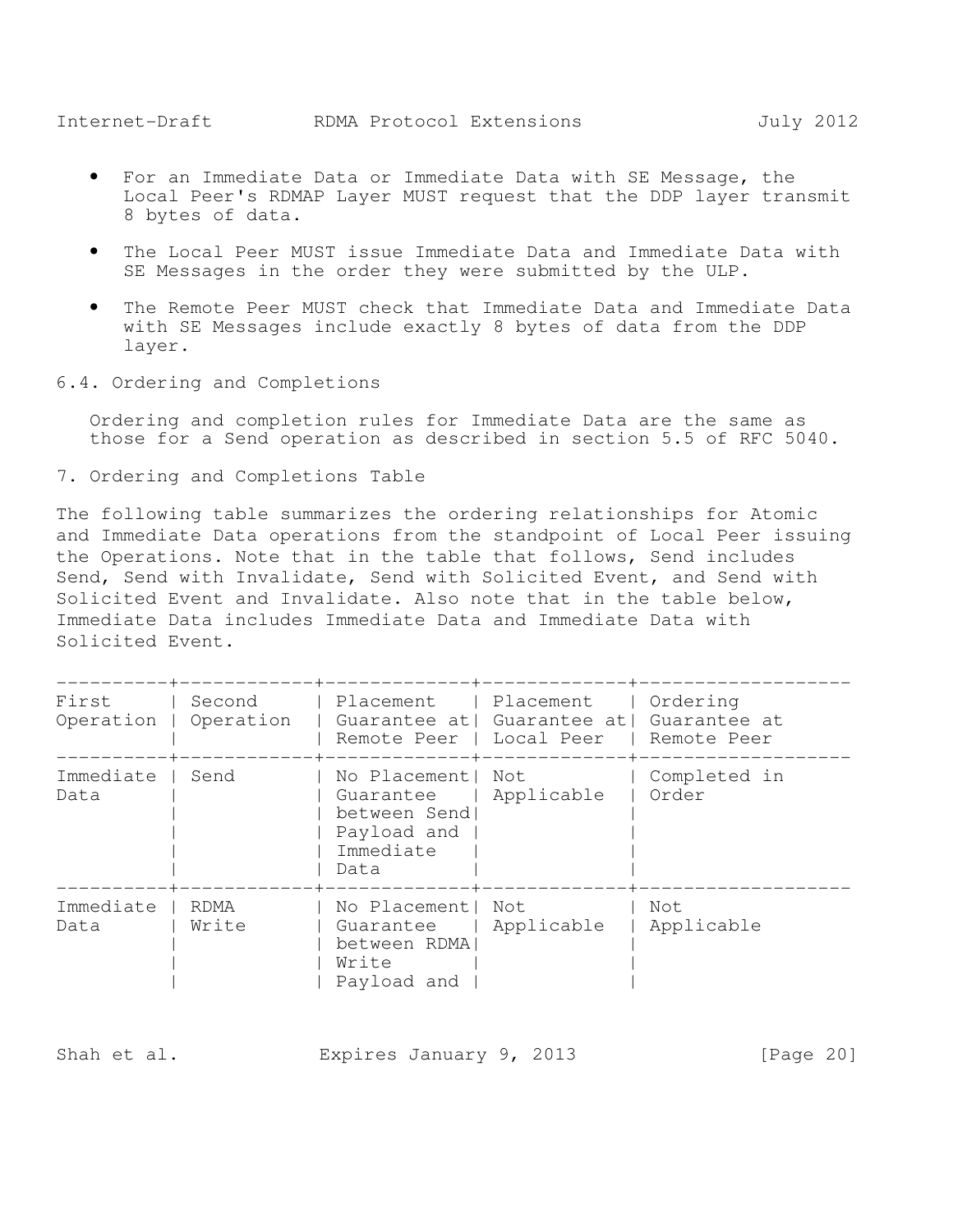- For an Immediate Data or Immediate Data with SE Message, the Local Peer's RDMAP Layer MUST request that the DDP layer transmit 8 bytes of data.

- The Local Peer MUST issue Immediate Data and Immediate Data with SE Messages in the order they were submitted by the ULP.

- The Remote Peer MUST check that Immediate Data and Immediate Data with SE Messages include exactly 8 bytes of data from the DDP layer.

### 6.4. Ordering and Completions

Ordering and completion rules for Immediate Data are the same as those for a Send operation as described in section 5.5 of RFC 5040.

## 7. Ordering and Completions Table

The following table summarizes the ordering relationships for Atomic and Immediate Data operations from the standpoint of Local Peer issuing the Operations. Note that in the table that follows, Send includes Send, Send with Invalidate, Send with Solicited Event, and Send with Solicited Event and Invalidate. Also note that in the table below, Immediate Data includes Immediate Data and Immediate Data with Solicited Event.

| First Operation | Second Operation | Placement Guarantee at Remote Peer | Placement Guarantee at Local Peer | Ordering Guarantee at Remote Peer |
|---|---|---|---|---|
| Immediate Data | Send | No Placement Guarantee between Send Payload and Immediate Data | Not Applicable | Completed in Order |
| Immediate Data | RDMA Write | No Placement Guarantee between RDMA Write Payload and | Not Applicable | Not Applicable |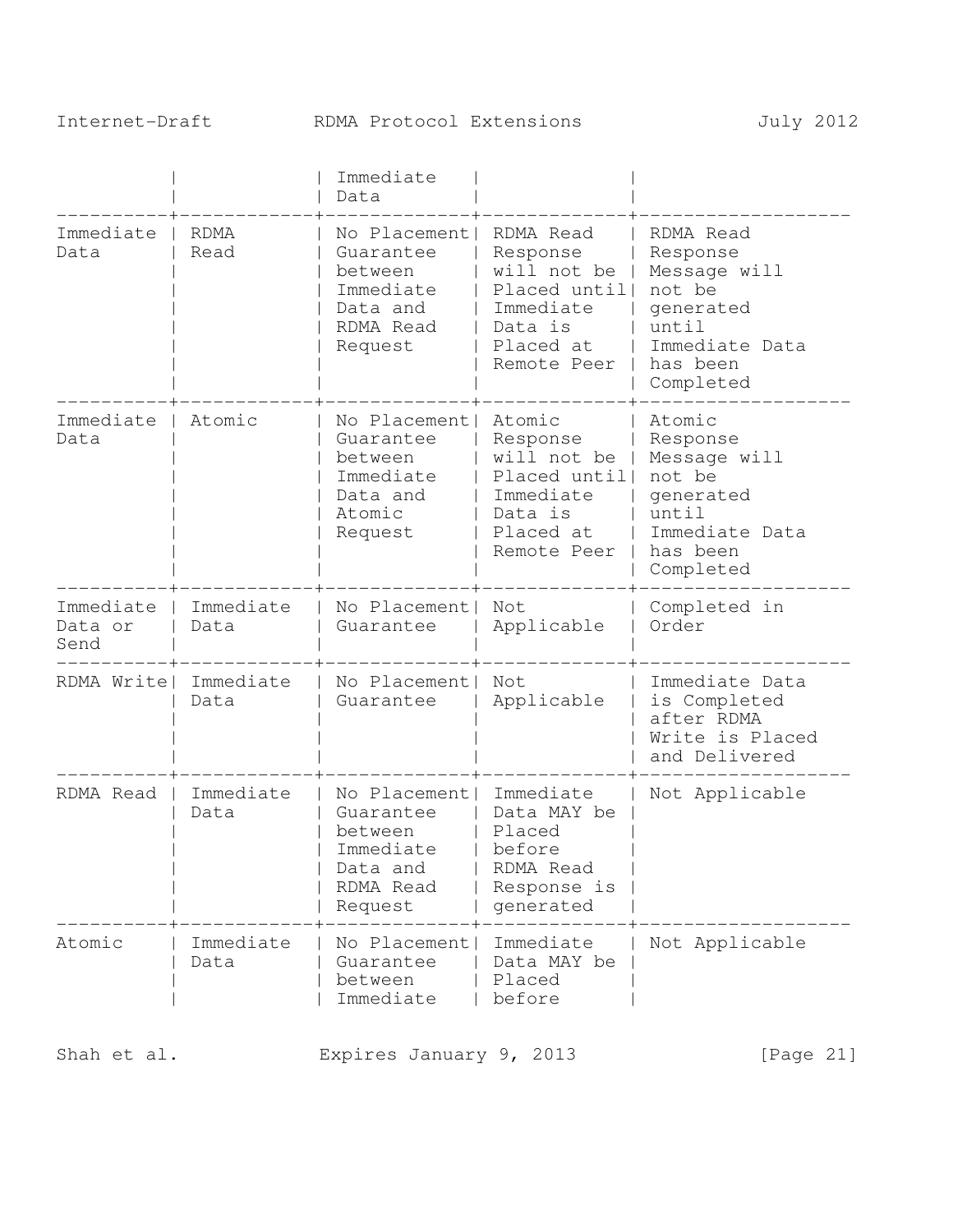| | | Immediate Data | | |
|---|---|---|---|---|
| Immediate Data | RDMA Read | No Placement Guarantee between Immediate Data and RDMA Read Request | RDMA Read Response will not be Placed until Immediate Data is Placed at Remote Peer | RDMA Read Response Message will not be generated until Immediate Data has been Completed |
| Immediate Data | Atomic | No Placement Guarantee between Immediate Data and Atomic Request | Atomic Response will not be Placed until Immediate Data is Placed at Remote Peer | Atomic Response Message will not be generated until Immediate Data has been Completed |
| Immediate Data or Send | Immediate Data | No Placement Guarantee | Not Applicable | Completed in Order |
| RDMA Write | Immediate Data | No Placement Guarantee | Not Applicable | Immediate Data is Completed after RDMA Write is Placed and Delivered |
| RDMA Read | Immediate Data | No Placement Guarantee between Immediate Data and RDMA Read Request | Immediate Data MAY be Placed before RDMA Read Response is generated | Not Applicable |
| Atomic | Immediate Data | No Placement Guarantee between Immediate | Immediate Data MAY be Placed before | Not Applicable |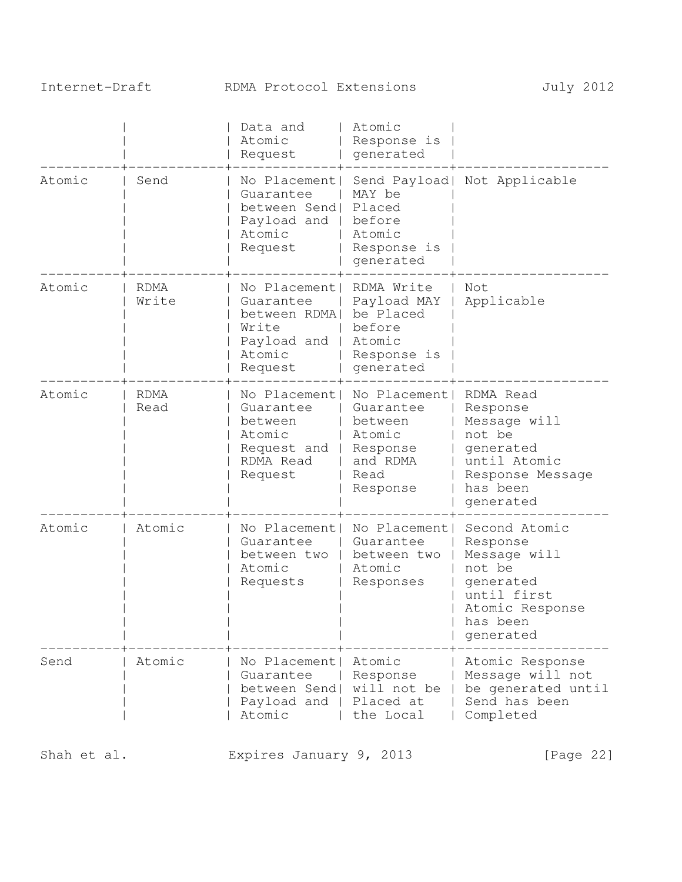| | | Data and Atomic Request | Atomic Response is generated | |
|---|---|---|---|---|
| Atomic | Send | No Placement Guarantee between Send Payload and Atomic Request | Send Payload MAY be Placed before Atomic Response is generated | Not Applicable |
| Atomic | RDMA Write | No Placement Guarantee between RDMA Write Payload and Atomic Request | RDMA Write Payload MAY be Placed before Atomic Response is generated | Not Applicable |
| Atomic | RDMA Read | No Placement Guarantee between Atomic Request and RDMA Read Request | No Placement Guarantee between Atomic Response and RDMA Read Response | RDMA Read Response Message will not be generated until Atomic Response Message has been generated |
| Atomic | Atomic | No Placement Guarantee between two Atomic Requests | No Placement Guarantee between two Atomic Responses | Second Atomic Response Message will not be generated until first Atomic Response has been generated |
| Send | Atomic | No Placement Guarantee between Send Payload and Atomic | Atomic Response will not be Placed at the Local | Atomic Response Message will not be generated until Send has been Completed |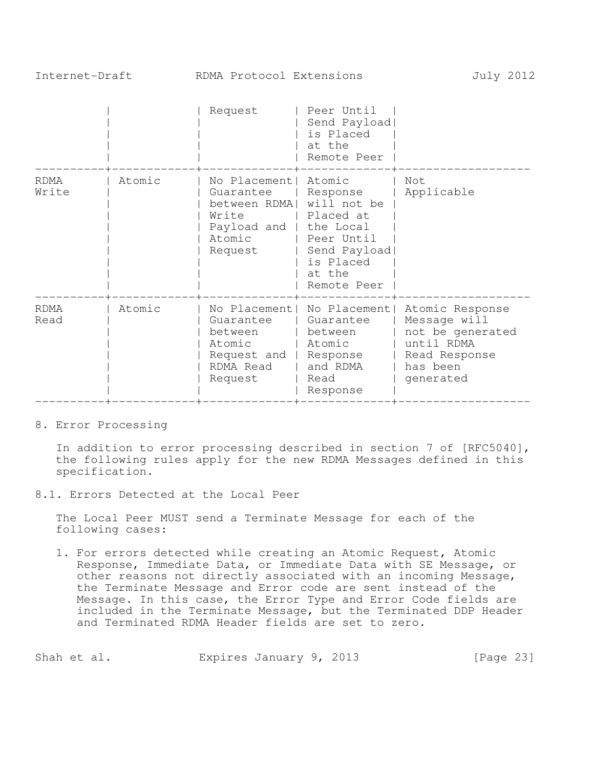| | | Request | Peer Until Send Payload is Placed at the Remote Peer | |
|---|---|---|---|---|
| RDMA Write | Atomic | No Placement Guarantee between RDMA Write Payload and Atomic Request | Atomic Response will not be Placed at the Local Peer Until Send Payload is Placed at the Remote Peer | Not Applicable |
| RDMA Read | Atomic | No Placement Guarantee between Atomic Request and RDMA Read Request | No Placement Guarantee between Atomic Response and RDMA Read Response | Atomic Response Message will not be generated until RDMA Read Response has been generated |

## 8. Error Processing

In addition to error processing described in section 7 of [RFC5040], the following rules apply for the new RDMA Messages defined in this specification.

### 8.1. Errors Detected at the Local Peer

The Local Peer MUST send a Terminate Message for each of the following cases:

1. For errors detected while creating an Atomic Request, Atomic Response, Immediate Data, or Immediate Data with SE Message, or other reasons not directly associated with an incoming Message, the Terminate Message and Error code are sent instead of the Message. In this case, the Error Type and Error Code fields are included in the Terminate Message, but the Terminated DDP Header and Terminated RDMA Header fields are set to zero.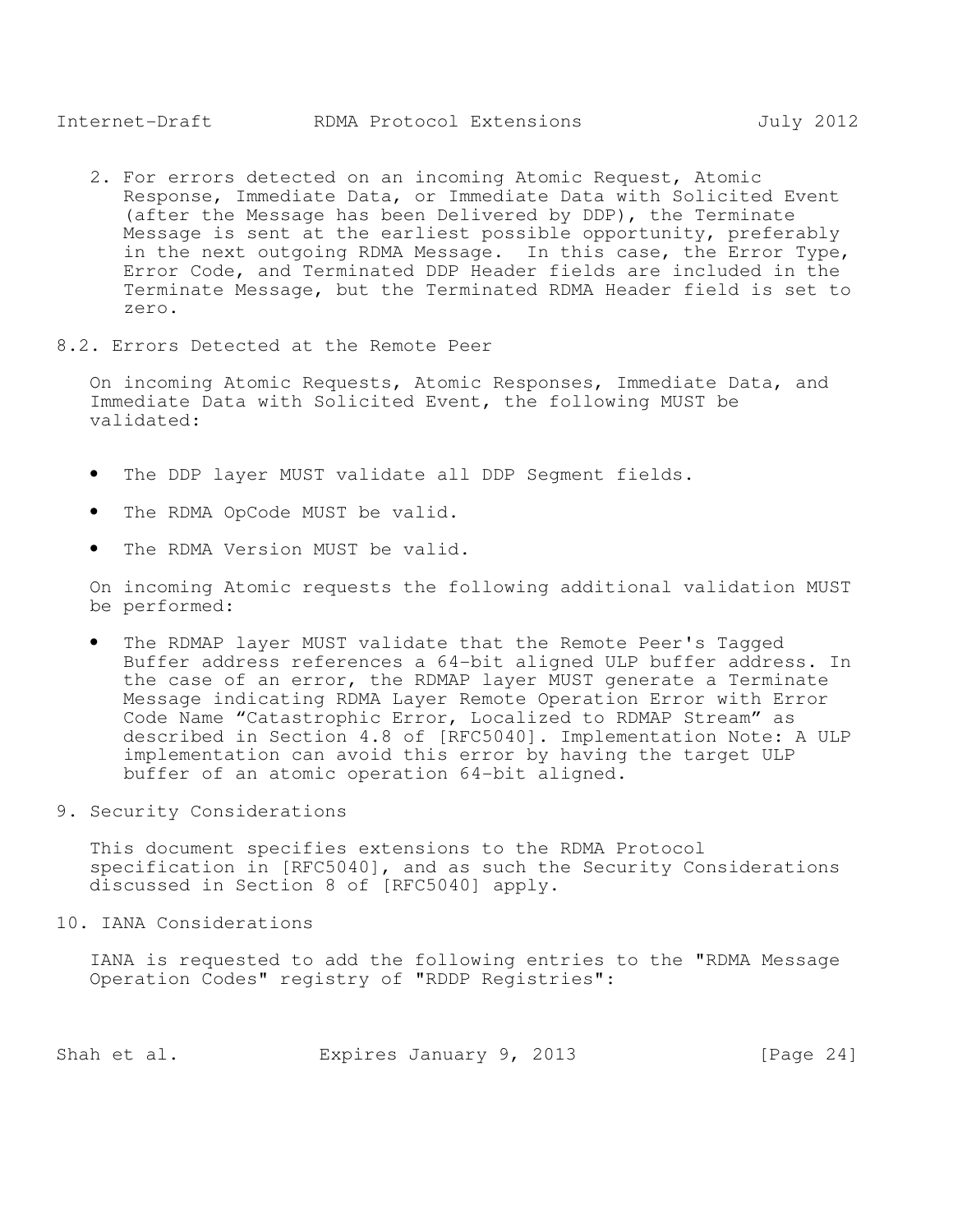2. For errors detected on an incoming Atomic Request, Atomic Response, Immediate Data, or Immediate Data with Solicited Event (after the Message has been Delivered by DDP), the Terminate Message is sent at the earliest possible opportunity, preferably in the next outgoing RDMA Message. In this case, the Error Type, Error Code, and Terminated DDP Header fields are included in the Terminate Message, but the Terminated RDMA Header field is set to zero.

## 8.2. Errors Detected at the Remote Peer

On incoming Atomic Requests, Atomic Responses, Immediate Data, and Immediate Data with Solicited Event, the following MUST be validated:

- The DDP layer MUST validate all DDP Segment fields.
- The RDMA OpCode MUST be valid.
- The RDMA Version MUST be valid.

On incoming Atomic requests the following additional validation MUST be performed:

- The RDMAP layer MUST validate that the Remote Peer's Tagged Buffer address references a 64-bit aligned ULP buffer address. In the case of an error, the RDMAP layer MUST generate a Terminate Message indicating RDMA Layer Remote Operation Error with Error Code Name "Catastrophic Error, Localized to RDMAP Stream" as described in Section 4.8 of [RFC5040]. Implementation Note: A ULP implementation can avoid this error by having the target ULP buffer of an atomic operation 64-bit aligned.

# 9. Security Considerations

This document specifies extensions to the RDMA Protocol specification in [RFC5040], and as such the Security Considerations discussed in Section 8 of [RFC5040] apply.

# 10. IANA Considerations

IANA is requested to add the following entries to the "RDMA Message Operation Codes" registry of "RDDP Registries":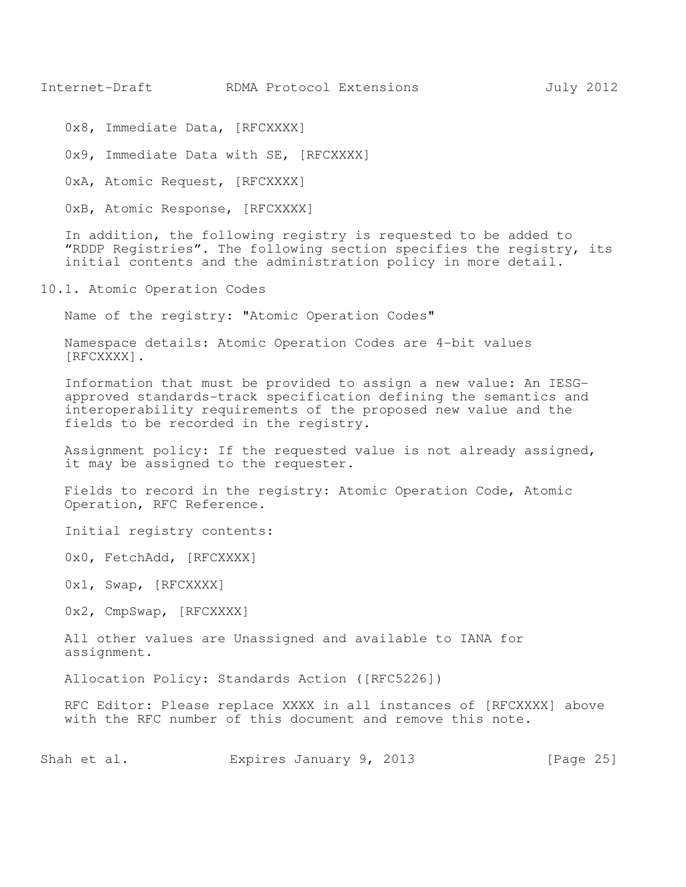0x8, Immediate Data, [RFCXXXX]

0x9, Immediate Data with SE, [RFCXXXX]

0xA, Atomic Request, [RFCXXXX]

0xB, Atomic Response, [RFCXXXX]

In addition, the following registry is requested to be added to "RDDP Registries". The following section specifies the registry, its initial contents and the administration policy in more detail.

## 10.1. Atomic Operation Codes

Name of the registry: "Atomic Operation Codes"

Namespace details: Atomic Operation Codes are 4-bit values [RFCXXXX].

Information that must be provided to assign a new value: An IESG-approved standards-track specification defining the semantics and interoperability requirements of the proposed new value and the fields to be recorded in the registry.

Assignment policy: If the requested value is not already assigned, it may be assigned to the requester.

Fields to record in the registry: Atomic Operation Code, Atomic Operation, RFC Reference.

Initial registry contents:

0x0, FetchAdd, [RFCXXXX]

0x1, Swap, [RFCXXXX]

0x2, CmpSwap, [RFCXXXX]

All other values are Unassigned and available to IANA for assignment.

Allocation Policy: Standards Action ([RFC5226])

RFC Editor: Please replace XXXX in all instances of [RFCXXXX] above with the RFC number of this document and remove this note.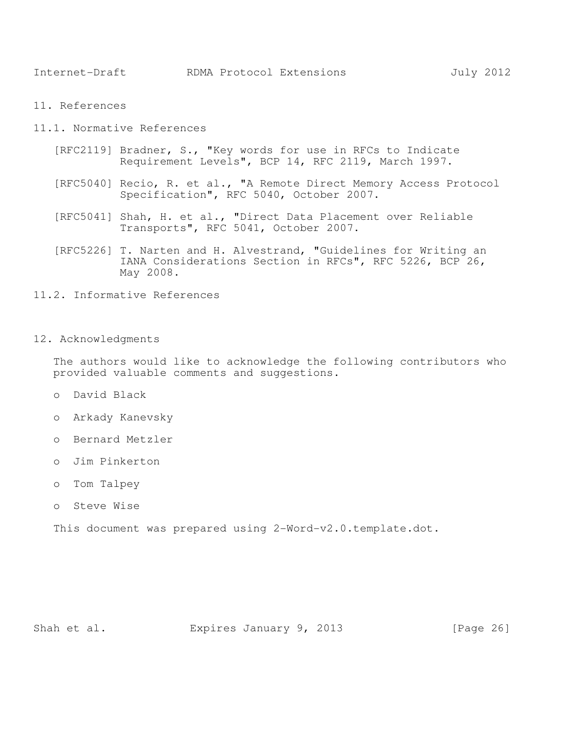## 11. References

### 11.1. Normative References

[RFC2119] Bradner, S., "Key words for use in RFCs to Indicate Requirement Levels", BCP 14, RFC 2119, March 1997.

[RFC5040] Recio, R. et al., "A Remote Direct Memory Access Protocol Specification", RFC 5040, October 2007.

[RFC5041] Shah, H. et al., "Direct Data Placement over Reliable Transports", RFC 5041, October 2007.

[RFC5226] T. Narten and H. Alvestrand, "Guidelines for Writing an IANA Considerations Section in RFCs", RFC 5226, BCP 26, May 2008.

### 11.2. Informative References

## 12. Acknowledgments

The authors would like to acknowledge the following contributors who provided valuable comments and suggestions.

- David Black
- Arkady Kanevsky
- Bernard Metzler
- Jim Pinkerton
- Tom Talpey
- Steve Wise

This document was prepared using 2-Word-v2.0.template.dot.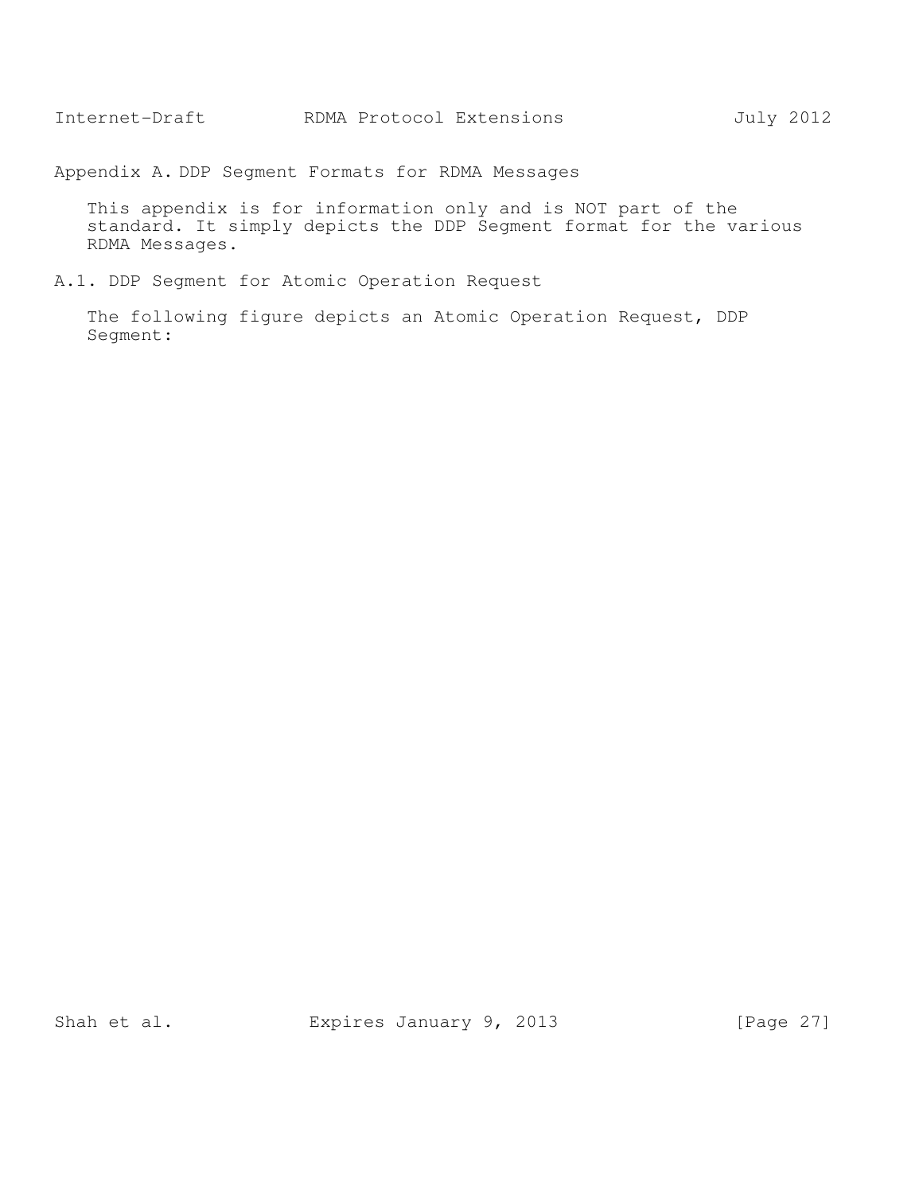## Appendix A. DDP Segment Formats for RDMA Messages

This appendix is for information only and is NOT part of the standard. It simply depicts the DDP Segment format for the various RDMA Messages.

### A.1. DDP Segment for Atomic Operation Request

The following figure depicts an Atomic Operation Request, DDP Segment: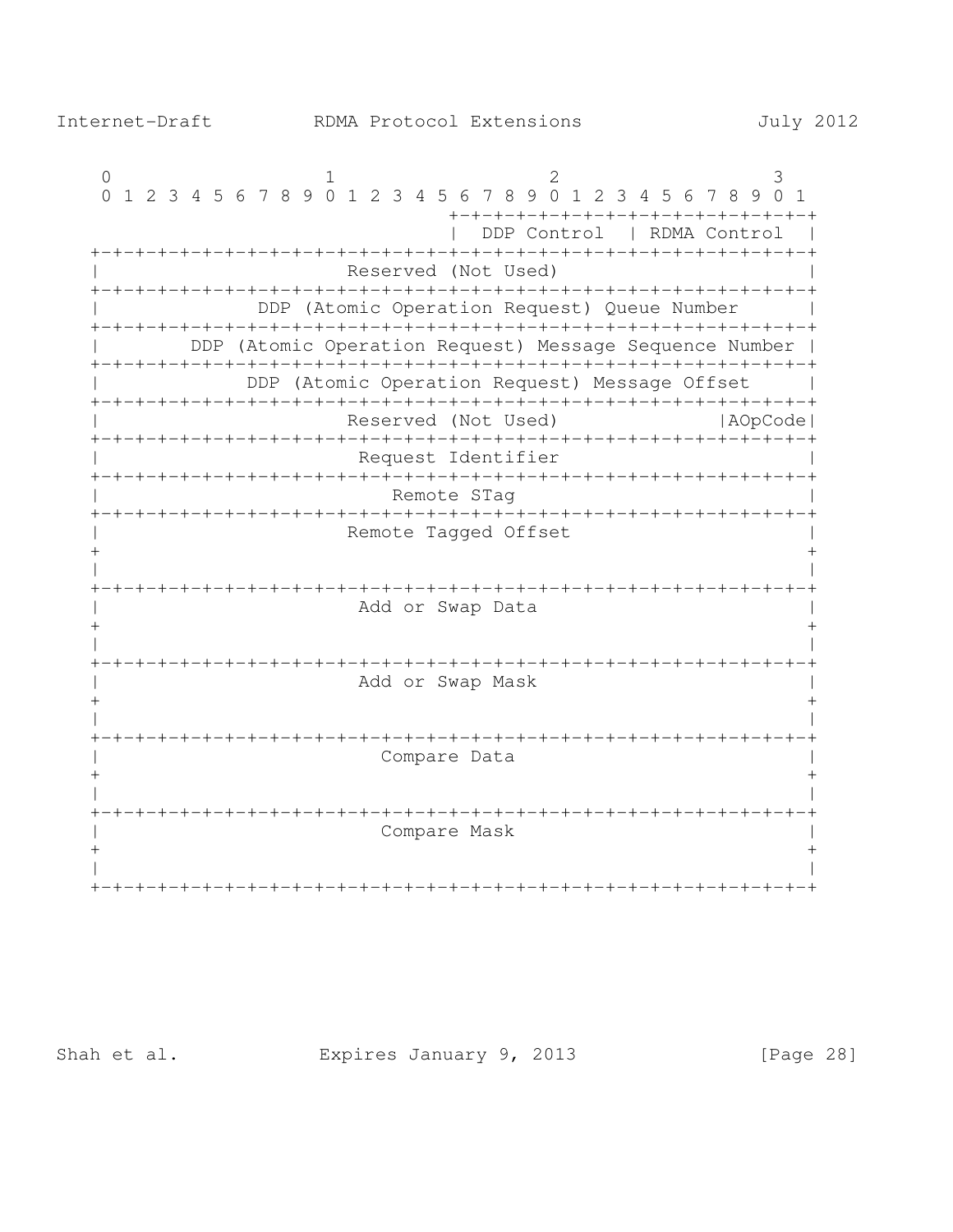```
    0                   1                   2                   3
    0 1 2 3 4 5 6 7 8 9 0 1 2 3 4 5 6 7 8 9 0 1 2 3 4 5 6 7 8 9 0 1
                                  +-+-+-+-+-+-+-+-+-+-+-+-+-+-+-+-+
                                  |  DDP Control  | RDMA Control  |
   +-+-+-+-+-+-+-+-+-+-+-+-+-+-+-+-+-+-+-+-+-+-+-+-+-+-+-+-+-+-+-+-+
   |                       Reserved (Not Used)                     |
   +-+-+-+-+-+-+-+-+-+-+-+-+-+-+-+-+-+-+-+-+-+-+-+-+-+-+-+-+-+-+-+-+
   |               DDP (Atomic Operation Request) Queue Number     |
   +-+-+-+-+-+-+-+-+-+-+-+-+-+-+-+-+-+-+-+-+-+-+-+-+-+-+-+-+-+-+-+-+
   |        DDP (Atomic Operation Request) Message Sequence Number |
   +-+-+-+-+-+-+-+-+-+-+-+-+-+-+-+-+-+-+-+-+-+-+-+-+-+-+-+-+-+-+-+-+
   |              DDP (Atomic Operation Request) Message Offset    |
   +-+-+-+-+-+-+-+-+-+-+-+-+-+-+-+-+-+-+-+-+-+-+-+-+-+-+-+-+-+-+-+-+
   |                       Reserved (Not Used)             |AOpCode|
   +-+-+-+-+-+-+-+-+-+-+-+-+-+-+-+-+-+-+-+-+-+-+-+-+-+-+-+-+-+-+-+-+
   |                        Request Identifier                     |
   +-+-+-+-+-+-+-+-+-+-+-+-+-+-+-+-+-+-+-+-+-+-+-+-+-+-+-+-+-+-+-+-+
   |                           Remote STag                         |
   +-+-+-+-+-+-+-+-+-+-+-+-+-+-+-+-+-+-+-+-+-+-+-+-+-+-+-+-+-+-+-+-+
   |                       Remote Tagged Offset                    |
   +                                                               +
   |                                                               |
   +-+-+-+-+-+-+-+-+-+-+-+-+-+-+-+-+-+-+-+-+-+-+-+-+-+-+-+-+-+-+-+-+
   |                        Add or Swap Data                       |
   +                                                               +
   |                                                               |
   +-+-+-+-+-+-+-+-+-+-+-+-+-+-+-+-+-+-+-+-+-+-+-+-+-+-+-+-+-+-+-+-+
   |                        Add or Swap Mask                       |
   +                                                               +
   |                                                               |
   +-+-+-+-+-+-+-+-+-+-+-+-+-+-+-+-+-+-+-+-+-+-+-+-+-+-+-+-+-+-+-+-+
   |                          Compare Data                         |
   +                                                               +
   |                                                               |
   +-+-+-+-+-+-+-+-+-+-+-+-+-+-+-+-+-+-+-+-+-+-+-+-+-+-+-+-+-+-+-+-+
   |                          Compare Mask                         |
   +                                                               +
   |                                                               |
   +-+-+-+-+-+-+-+-+-+-+-+-+-+-+-+-+-+-+-+-+-+-+-+-+-+-+-+-+-+-+-+-+
```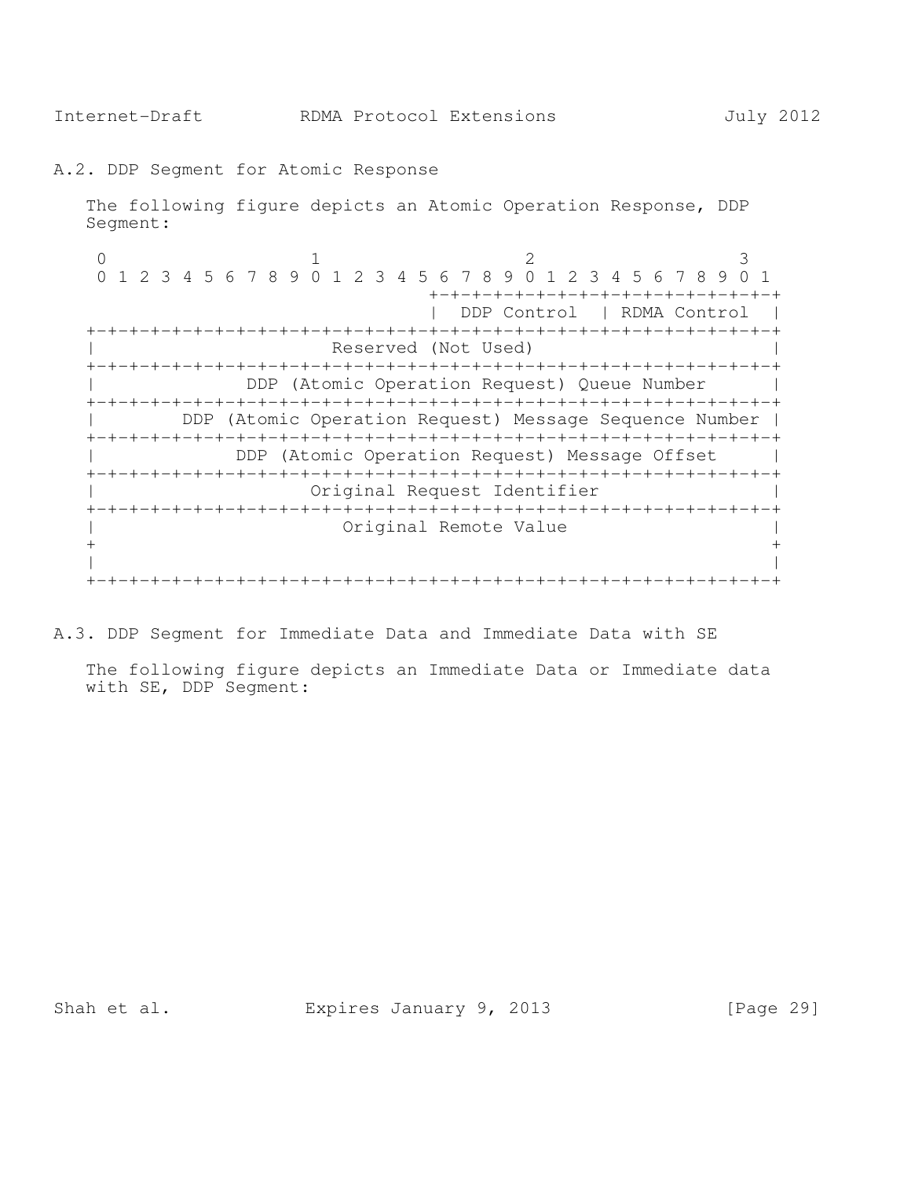## A.2. DDP Segment for Atomic Response

The following figure depicts an Atomic Operation Response, DDP Segment:

```
 0                   1                   2                   3
 0 1 2 3 4 5 6 7 8 9 0 1 2 3 4 5 6 7 8 9 0 1 2 3 4 5 6 7 8 9 0 1
                                +-+-+-+-+-+-+-+-+-+-+-+-+-+-+-+-+
                                |  DDP Control  | RDMA Control  |
+-+-+-+-+-+-+-+-+-+-+-+-+-+-+-+-+-+-+-+-+-+-+-+-+-+-+-+-+-+-+-+-+
|                       Reserved (Not Used)                     |
+-+-+-+-+-+-+-+-+-+-+-+-+-+-+-+-+-+-+-+-+-+-+-+-+-+-+-+-+-+-+-+-+
|              DDP (Atomic Operation Request) Queue Number      |
+-+-+-+-+-+-+-+-+-+-+-+-+-+-+-+-+-+-+-+-+-+-+-+-+-+-+-+-+-+-+-+-+
|        DDP (Atomic Operation Request) Message Sequence Number |
+-+-+-+-+-+-+-+-+-+-+-+-+-+-+-+-+-+-+-+-+-+-+-+-+-+-+-+-+-+-+-+-+
|             DDP (Atomic Operation Request) Message Offset     |
+-+-+-+-+-+-+-+-+-+-+-+-+-+-+-+-+-+-+-+-+-+-+-+-+-+-+-+-+-+-+-+-+
|                     Original Request Identifier               |
+-+-+-+-+-+-+-+-+-+-+-+-+-+-+-+-+-+-+-+-+-+-+-+-+-+-+-+-+-+-+-+-+
|                        Original Remote Value                  |
+                                                               +
|                                                               |
+-+-+-+-+-+-+-+-+-+-+-+-+-+-+-+-+-+-+-+-+-+-+-+-+-+-+-+-+-+-+-+-+
```

## A.3. DDP Segment for Immediate Data and Immediate Data with SE

The following figure depicts an Immediate Data or Immediate data with SE, DDP Segment: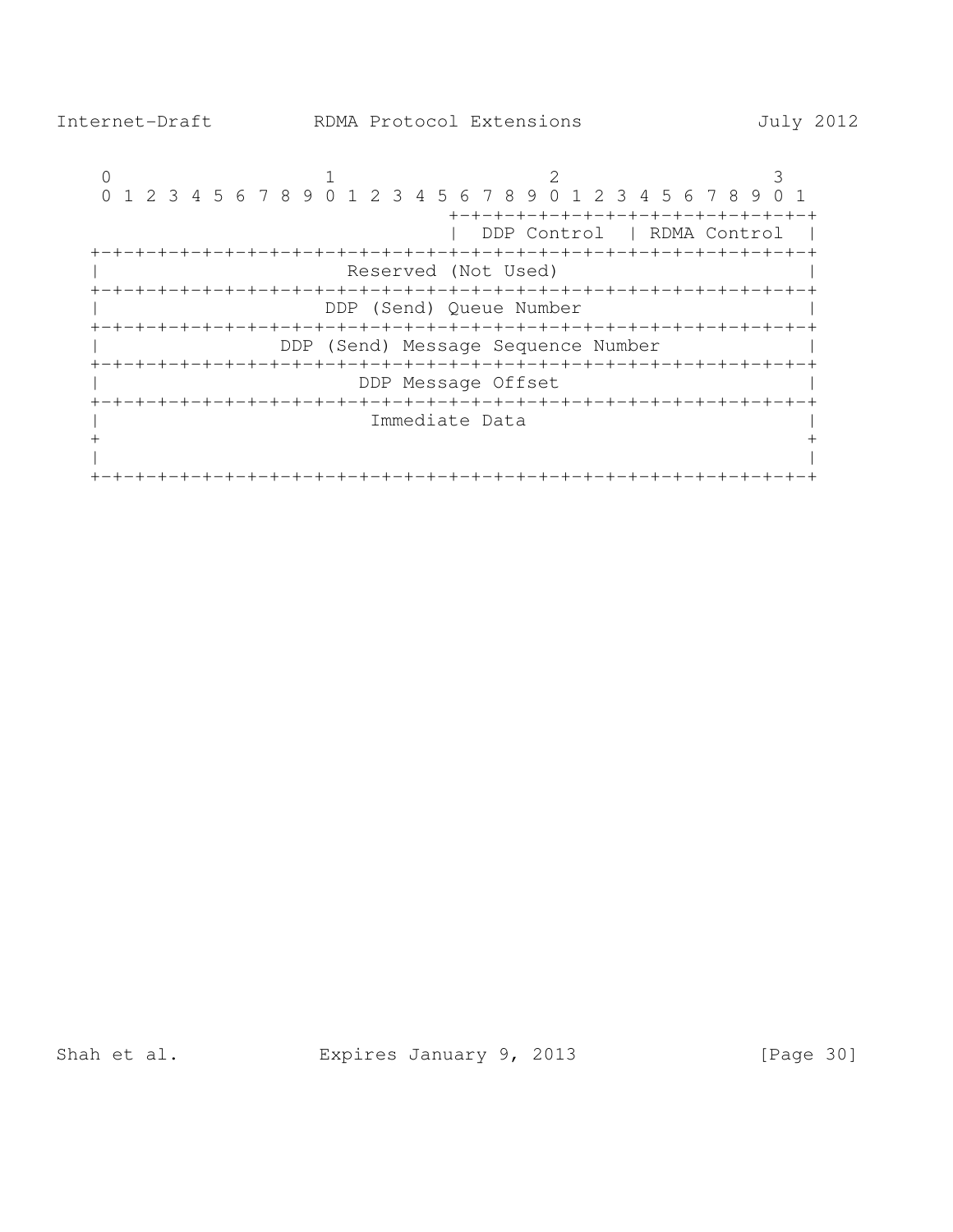```
    0                   1                   2                   3
    0 1 2 3 4 5 6 7 8 9 0 1 2 3 4 5 6 7 8 9 0 1 2 3 4 5 6 7 8 9 0 1
                                   +-+-+-+-+-+-+-+-+-+-+-+-+-+-+-+-+
                                   |  DDP Control  | RDMA Control  |
   +-+-+-+-+-+-+-+-+-+-+-+-+-+-+-+-+-+-+-+-+-+-+-+-+-+-+-+-+-+-+-+-+
   |                      Reserved (Not Used)                      |
   +-+-+-+-+-+-+-+-+-+-+-+-+-+-+-+-+-+-+-+-+-+-+-+-+-+-+-+-+-+-+-+-+
   |                    DDP (Send) Queue Number                    |
   +-+-+-+-+-+-+-+-+-+-+-+-+-+-+-+-+-+-+-+-+-+-+-+-+-+-+-+-+-+-+-+-+
   |                DDP (Send) Message Sequence Number             |
   +-+-+-+-+-+-+-+-+-+-+-+-+-+-+-+-+-+-+-+-+-+-+-+-+-+-+-+-+-+-+-+-+
   |                       DDP Message Offset                      |
   +-+-+-+-+-+-+-+-+-+-+-+-+-+-+-+-+-+-+-+-+-+-+-+-+-+-+-+-+-+-+-+-+
   |                        Immediate Data                         |
   +                                                               +
   |                                                               |
   +-+-+-+-+-+-+-+-+-+-+-+-+-+-+-+-+-+-+-+-+-+-+-+-+-+-+-+-+-+-+-+-+
```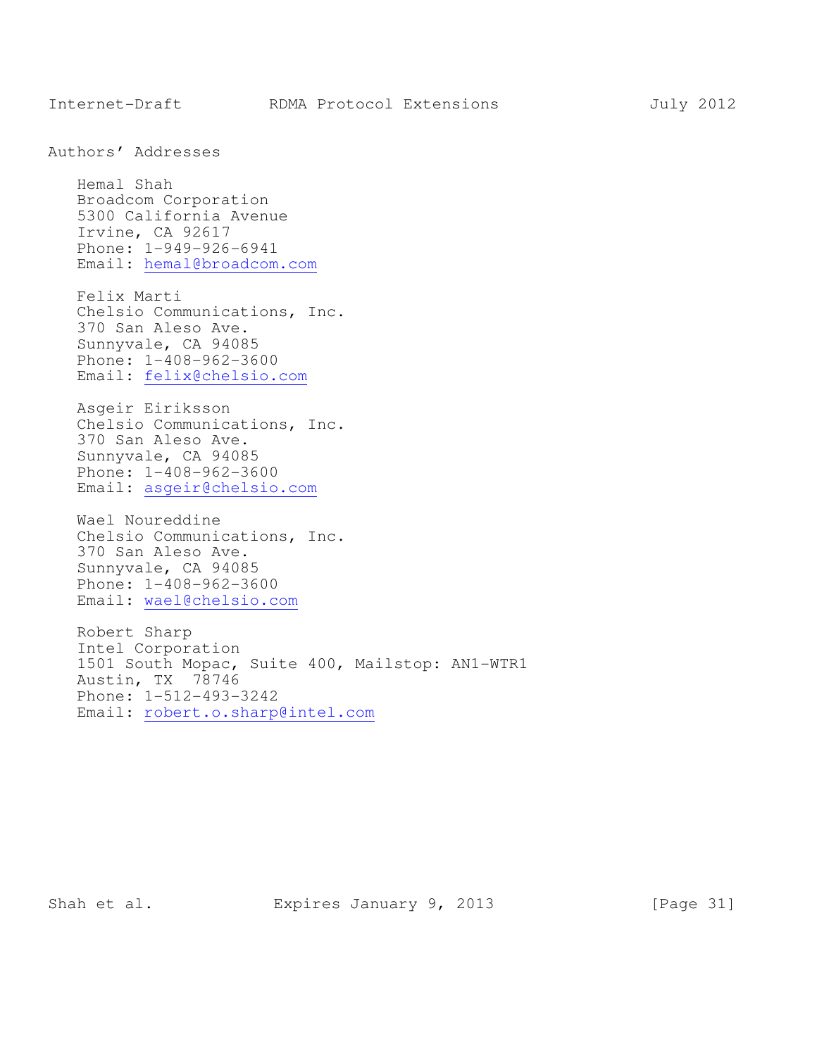## Authors' Addresses

Hemal Shah
Broadcom Corporation
5300 California Avenue
Irvine, CA 92617
Phone: 1-949-926-6941
Email: hemal@broadcom.com

Felix Marti
Chelsio Communications, Inc.
370 San Aleso Ave.
Sunnyvale, CA 94085
Phone: 1-408-962-3600
Email: felix@chelsio.com

Asgeir Eiriksson
Chelsio Communications, Inc.
370 San Aleso Ave.
Sunnyvale, CA 94085
Phone: 1-408-962-3600
Email: asgeir@chelsio.com

Wael Noureddine
Chelsio Communications, Inc.
370 San Aleso Ave.
Sunnyvale, CA 94085
Phone: 1-408-962-3600
Email: wael@chelsio.com

Robert Sharp
Intel Corporation
1501 South Mopac, Suite 400, Mailstop: AN1-WTR1
Austin, TX  78746
Phone: 1-512-493-3242
Email: robert.o.sharp@intel.com